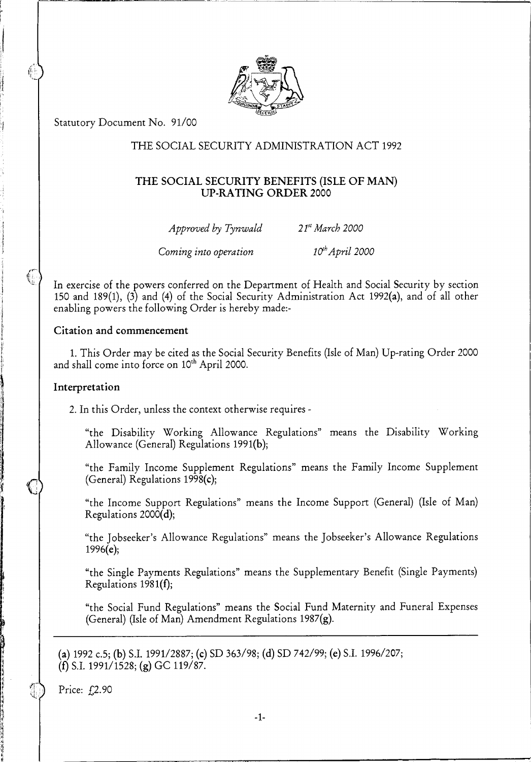Statutory Document No. 91/00

THE SOCIAL SECURITY ADMINISTRATION ACT 1992

# THE SOCIAL SECURITY BENEFITS (ISLE OF MAN) UP-RATING ORDER 2000

*Approved by Tynwald* *21st March 2000*

*Coming into operation* *10th April 2000*

In exercise of the powers conferred on the Department of Health and Social Security by section 150 and 189(1), (3) and (4) of the Social Security Administration Act 1992**(a)**, and of all other enabling powers the following Order is hereby made:-

### Citation and commencement

1. This Order may be cited as the Social Security Benefits (Isle of Man) Up-rating Order 2000 and shall come into force on 10th April 2000.

### Interpretation

2. In this Order, unless the context otherwise requires -

"the Disability Working Allowance Regulations" means the Disability Working Allowance (General) Regulations 1991**(b)**;

"the Family Income Supplement Regulations" means the Family Income Supplement (General) Regulations 1998**(c)**;

"the Income Support Regulations" means the Income Support (General) (Isle of Man) Regulations 2000**(d)**;

"the Jobseeker's Allowance Regulations" means the Jobseeker's Allowance Regulations 1996**(e)**;

"the Single Payments Regulations" means the Supplementary Benefit (Single Payments) Regulations 1981**(f)**;

"the Social Fund Regulations" means the Social Fund Maternity and Funeral Expenses (General) (Isle of Man) Amendment Regulations 1987**(g)**.

---

**(a)** 1992 c.5; **(b)** S.I. 1991/2887; **(c)** SD 363/98; **(d)** SD 742/99; **(e)** S.I. 1996/207; **(f)** S.I. 1991/1528; **(g)** GC 119/87.

Price: £2.90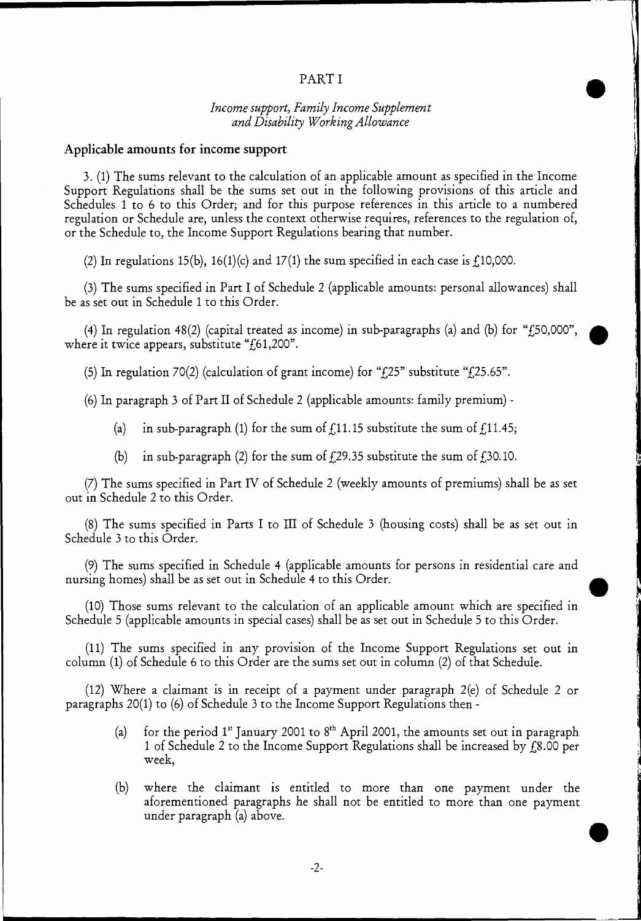## PART I

### *Income support, Family Income Supplement and Disability Working Allowance*

**Applicable amounts for income support**

3. (1) The sums relevant to the calculation of an applicable amount as specified in the Income Support Regulations shall be the sums set out in the following provisions of this article and Schedules 1 to 6 to this Order; and for this purpose references in this article to a numbered regulation or Schedule are, unless the context otherwise requires, references to the regulation of, or the Schedule to, the Income Support Regulations bearing that number.

(2) In regulations 15(b), 16(1)(c) and 17(1) the sum specified in each case is £10,000.

(3) The sums specified in Part I of Schedule 2 (applicable amounts: personal allowances) shall be as set out in Schedule 1 to this Order.

(4) In regulation 48(2) (capital treated as income) in sub-paragraphs (a) and (b) for "£50,000", where it twice appears, substitute "£61,200".

(5) In regulation 70(2) (calculation of grant income) for "£25" substitute "£25.65".

(6) In paragraph 3 of Part II of Schedule 2 (applicable amounts: family premium) -

- (a) in sub-paragraph (1) for the sum of £11.15 substitute the sum of £11.45;
- (b) in sub-paragraph (2) for the sum of £29.35 substitute the sum of £30.10.

(7) The sums specified in Part IV of Schedule 2 (weekly amounts of premiums) shall be as set out in Schedule 2 to this Order.

(8) The sums specified in Parts I to III of Schedule 3 (housing costs) shall be as set out in Schedule 3 to this Order.

(9) The sums specified in Schedule 4 (applicable amounts for persons in residential care and nursing homes) shall be as set out in Schedule 4 to this Order.

(10) Those sums relevant to the calculation of an applicable amount which are specified in Schedule 5 (applicable amounts in special cases) shall be as set out in Schedule 5 to this Order.

(11) The sums specified in any provision of the Income Support Regulations set out in column (1) of Schedule 6 to this Order are the sums set out in column (2) of that Schedule.

(12) Where a claimant is in receipt of a payment under paragraph 2(e) of Schedule 2 or paragraphs 20(1) to (6) of Schedule 3 to the Income Support Regulations then -

- (a) for the period 1st January 2001 to 8th April 2001, the amounts set out in paragraph 1 of Schedule 2 to the Income Support Regulations shall be increased by £8.00 per week,
- (b) where the claimant is entitled to more than one payment under the aforementioned paragraphs he shall not be entitled to more than one payment under paragraph (a) above.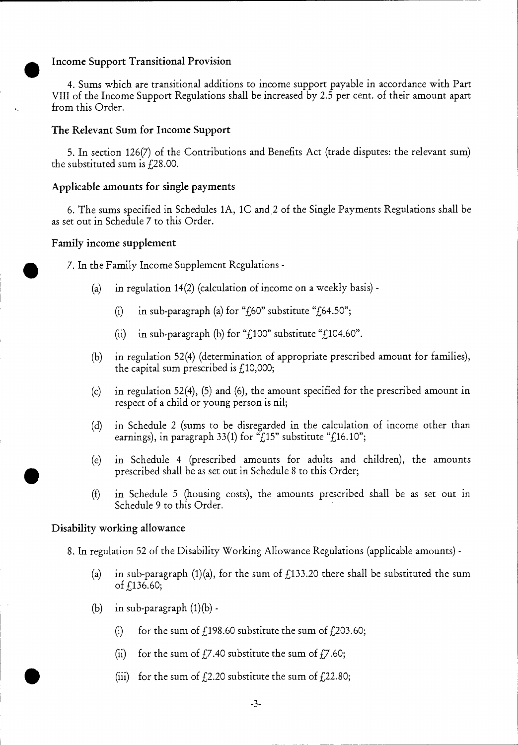## Income Support Transitional Provision

4. Sums which are transitional additions to income support payable in accordance with Part VIII of the Income Support Regulations shall be increased by 2.5 per cent. of their amount apart from this Order.

## The Relevant Sum for Income Support

5. In section 126(7) of the Contributions and Benefits Act (trade disputes: the relevant sum) the substituted sum is £28.00.

## Applicable amounts for single payments

6. The sums specified in Schedules 1A, 1C and 2 of the Single Payments Regulations shall be as set out in Schedule 7 to this Order.

## Family income supplement

7. In the Family Income Supplement Regulations -

(a) in regulation 14(2) (calculation of income on a weekly basis) -

(i) in sub-paragraph (a) for "£60" substitute "£64.50";

(ii) in sub-paragraph (b) for "£100" substitute "£104.60".

(b) in regulation 52(4) (determination of appropriate prescribed amount for families), the capital sum prescribed is £10,000;

(c) in regulation 52(4), (5) and (6), the amount specified for the prescribed amount in respect of a child or young person is nil;

(d) in Schedule 2 (sums to be disregarded in the calculation of income other than earnings), in paragraph 33(1) for "£15" substitute "£16.10";

(e) in Schedule 4 (prescribed amounts for adults and children), the amounts prescribed shall be as set out in Schedule 8 to this Order;

(f) in Schedule 5 (housing costs), the amounts prescribed shall be as set out in Schedule 9 to this Order.

## Disability working allowance

8. In regulation 52 of the Disability Working Allowance Regulations (applicable amounts) -

(a) in sub-paragraph (1)(a), for the sum of £133.20 there shall be substituted the sum of £136.60;

(b) in sub-paragraph (1)(b) -

(i) for the sum of £198.60 substitute the sum of £203.60;

(ii) for the sum of £7.40 substitute the sum of £7.60;

(iii) for the sum of £2.20 substitute the sum of £22.80;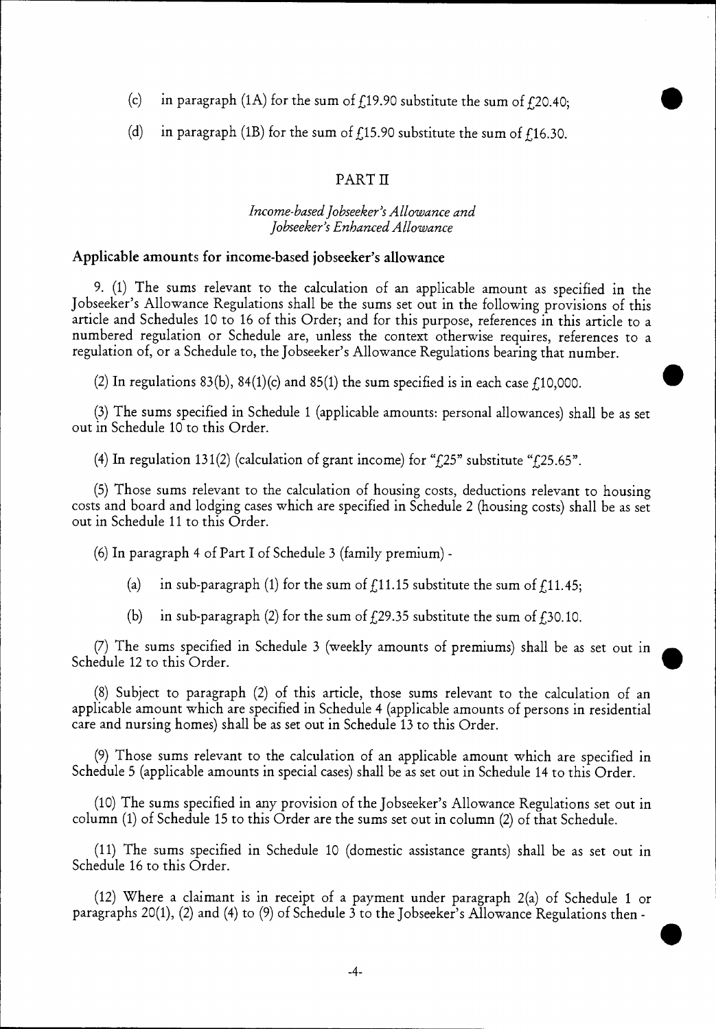(c) in paragraph (1A) for the sum of £19.90 substitute the sum of £20.40;

(d) in paragraph (1B) for the sum of £15.90 substitute the sum of £16.30.

## PART II

### *Income-based Jobseeker's Allowance and Jobseeker's Enhanced Allowance*

**Applicable amounts for income-based jobseeker's allowance**

9. (1) The sums relevant to the calculation of an applicable amount as specified in the Jobseeker's Allowance Regulations shall be the sums set out in the following provisions of this article and Schedules 10 to 16 of this Order; and for this purpose, references in this article to a numbered regulation or Schedule are, unless the context otherwise requires, references to a regulation of, or a Schedule to, the Jobseeker's Allowance Regulations bearing that number.

(2) In regulations 83(b), 84(1)(c) and 85(1) the sum specified is in each case £10,000.

(3) The sums specified in Schedule 1 (applicable amounts: personal allowances) shall be as set out in Schedule 10 to this Order.

(4) In regulation 131(2) (calculation of grant income) for "£25" substitute "£25.65".

(5) Those sums relevant to the calculation of housing costs, deductions relevant to housing costs and board and lodging cases which are specified in Schedule 2 (housing costs) shall be as set out in Schedule 11 to this Order.

(6) In paragraph 4 of Part I of Schedule 3 (family premium) -

(a) in sub-paragraph (1) for the sum of £11.15 substitute the sum of £11.45;

(b) in sub-paragraph (2) for the sum of £29.35 substitute the sum of £30.10.

(7) The sums specified in Schedule 3 (weekly amounts of premiums) shall be as set out in Schedule 12 to this Order.

(8) Subject to paragraph (2) of this article, those sums relevant to the calculation of an applicable amount which are specified in Schedule 4 (applicable amounts of persons in residential care and nursing homes) shall be as set out in Schedule 13 to this Order.

(9) Those sums relevant to the calculation of an applicable amount which are specified in Schedule 5 (applicable amounts in special cases) shall be as set out in Schedule 14 to this Order.

(10) The sums specified in any provision of the Jobseeker's Allowance Regulations set out in column (1) of Schedule 15 to this Order are the sums set out in column (2) of that Schedule.

(11) The sums specified in Schedule 10 (domestic assistance grants) shall be as set out in Schedule 16 to this Order.

(12) Where a claimant is in receipt of a payment under paragraph 2(a) of Schedule 1 or paragraphs 20(1), (2) and (4) to (9) of Schedule 3 to the Jobseeker's Allowance Regulations then -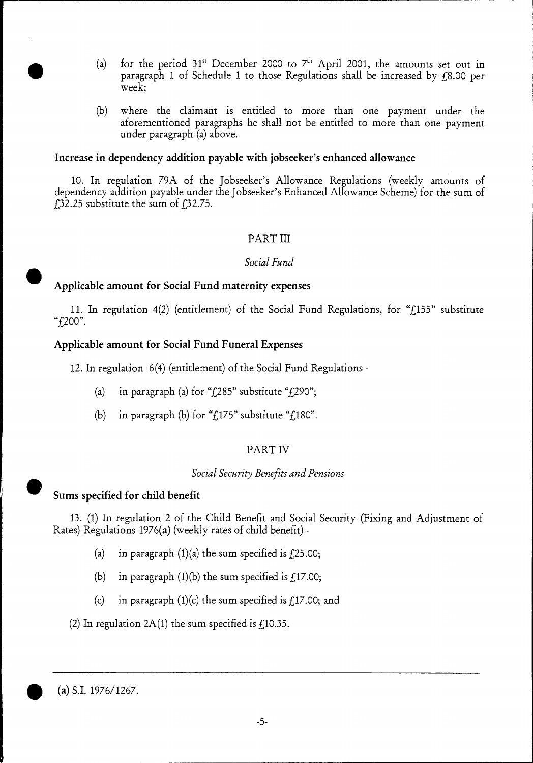(a) for the period 31st December 2000 to 7th April 2001, the amounts set out in paragraph 1 of Schedule 1 to those Regulations shall be increased by £8.00 per week;

(b) where the claimant is entitled to more than one payment under the aforementioned paragraphs he shall not be entitled to more than one payment under paragraph (a) above.

**Increase in dependency addition payable with jobseeker's enhanced allowance**

10. In regulation 79A of the Jobseeker's Allowance Regulations (weekly amounts of dependency addition payable under the Jobseeker's Enhanced Allowance Scheme) for the sum of £32.25 substitute the sum of £32.75.

## PART III

### *Social Fund*

**Applicable amount for Social Fund maternity expenses**

11. In regulation 4(2) (entitlement) of the Social Fund Regulations, for "£155" substitute "£200".

**Applicable amount for Social Fund Funeral Expenses**

12. In regulation 6(4) (entitlement) of the Social Fund Regulations -

(a) in paragraph (a) for "£285" substitute "£290";

(b) in paragraph (b) for "£175" substitute "£180".

## PART IV

### *Social Security Benefits and Pensions*

**Sums specified for child benefit**

13. (1) In regulation 2 of the Child Benefit and Social Security (Fixing and Adjustment of Rates) Regulations 1976(**a**) (weekly rates of child benefit) -

(a) in paragraph (1)(a) the sum specified is £25.00;

(b) in paragraph (1)(b) the sum specified is £17.00;

(c) in paragraph (1)(c) the sum specified is £17.00; and

(2) In regulation 2A(1) the sum specified is £10.35.

---

(**a**) S.I. 1976/1267.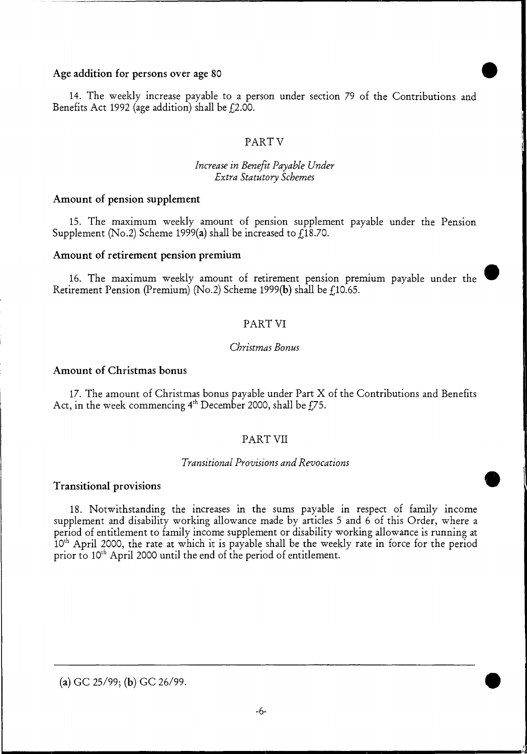### Age addition for persons over age 80

14. The weekly increase payable to a person under section 79 of the Contributions and Benefits Act 1992 (age addition) shall be £2.00.

## PART V

*Increase in Benefit Payable Under Extra Statutory Schemes*

### Amount of pension supplement

15. The maximum weekly amount of pension supplement payable under the Pension Supplement (No.2) Scheme 1999(**a**) shall be increased to £18.70.

### Amount of retirement pension premium

16. The maximum weekly amount of retirement pension premium payable under the Retirement Pension (Premium) (No.2) Scheme 1999(**b**) shall be £10.65.

## PART VI

*Christmas Bonus*

### Amount of Christmas bonus

17. The amount of Christmas bonus payable under Part X of the Contributions and Benefits Act, in the week commencing 4th December 2000, shall be £75.

## PART VII

*Transitional Provisions and Revocations*

### Transitional provisions

18. Notwithstanding the increases in the sums payable in respect of family income supplement and disability working allowance made by articles 5 and 6 of this Order, where a period of entitlement to family income supplement or disability working allowance is running at 10th April 2000, the rate at which it is payable shall be the weekly rate in force for the period prior to 10th April 2000 until the end of the period of entitlement.

---

(**a**) GC 25/99; (**b**) GC 26/99.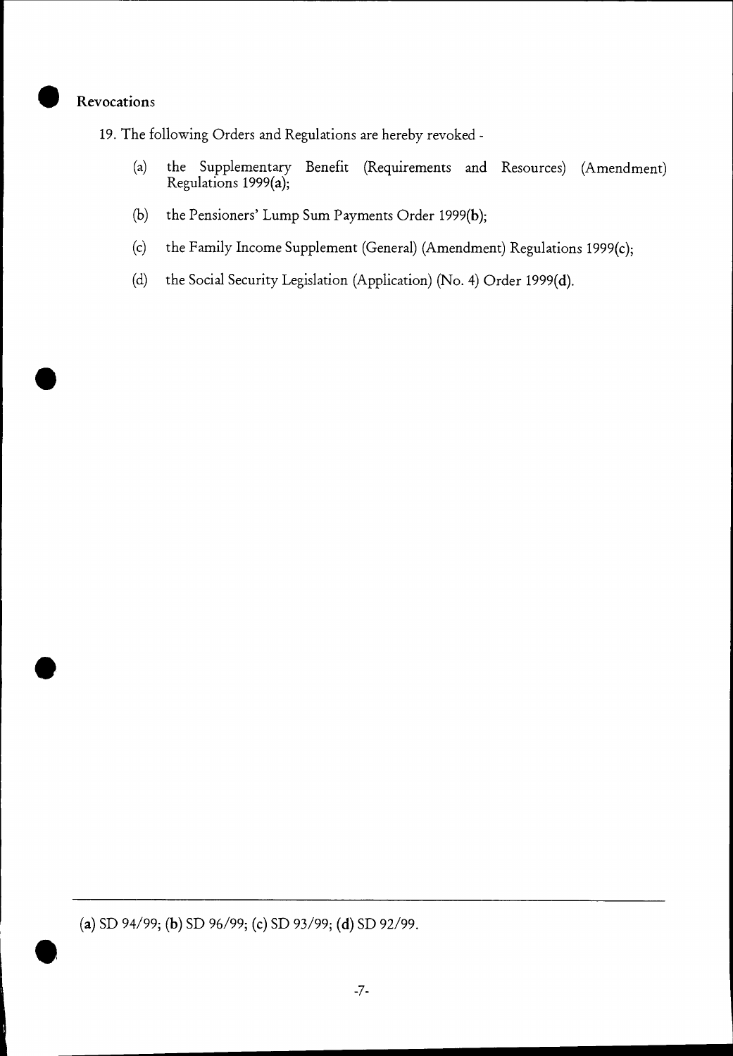## Revocations

19. The following Orders and Regulations are hereby revoked -

(a) the Supplementary Benefit (Requirements and Resources) (Amendment) Regulations 1999(**a**);

(b) the Pensioners' Lump Sum Payments Order 1999(**b**);

(c) the Family Income Supplement (General) (Amendment) Regulations 1999(**c**);

(d) the Social Security Legislation (Application) (No. 4) Order 1999(**d**).

---

(**a**) SD 94/99; (**b**) SD 96/99; (**c**) SD 93/99; (**d**) SD 92/99.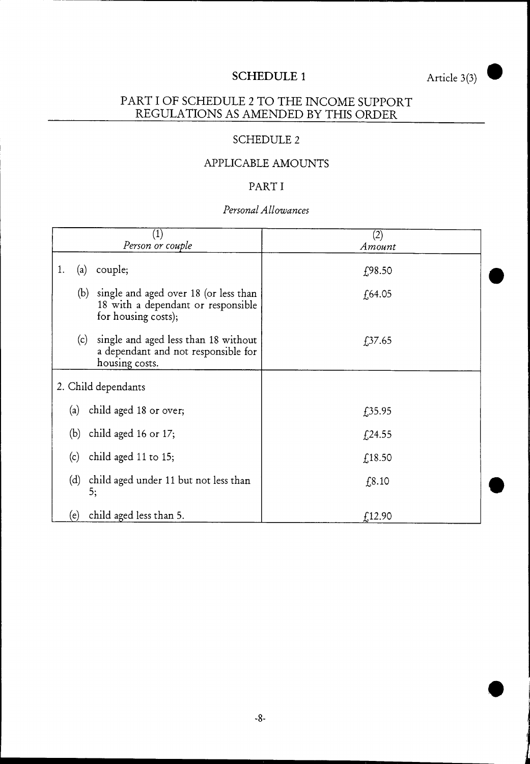## SCHEDULE 1

Article 3(3)

### PART I OF SCHEDULE 2 TO THE INCOME SUPPORT REGULATIONS AS AMENDED BY THIS ORDER

### SCHEDULE 2

### APPLICABLE AMOUNTS

### PART I

*Personal Allowances*

| (1) *Person or couple* | (2) *Amount* |
|---|---|
| 1. (a) couple; | £98.50 |
| (b) single and aged over 18 (or less than 18 with a dependant or responsible for housing costs); | £64.05 |
| (c) single and aged less than 18 without a dependant and not responsible for housing costs. | £37.65 |
| 2. Child dependants | |
| (a) child aged 18 or over; | £35.95 |
| (b) child aged 16 or 17; | £24.55 |
| (c) child aged 11 to 15; | £18.50 |
| (d) child aged under 11 but not less than 5; | £8.10 |
| (e) child aged less than 5. | £12.90 |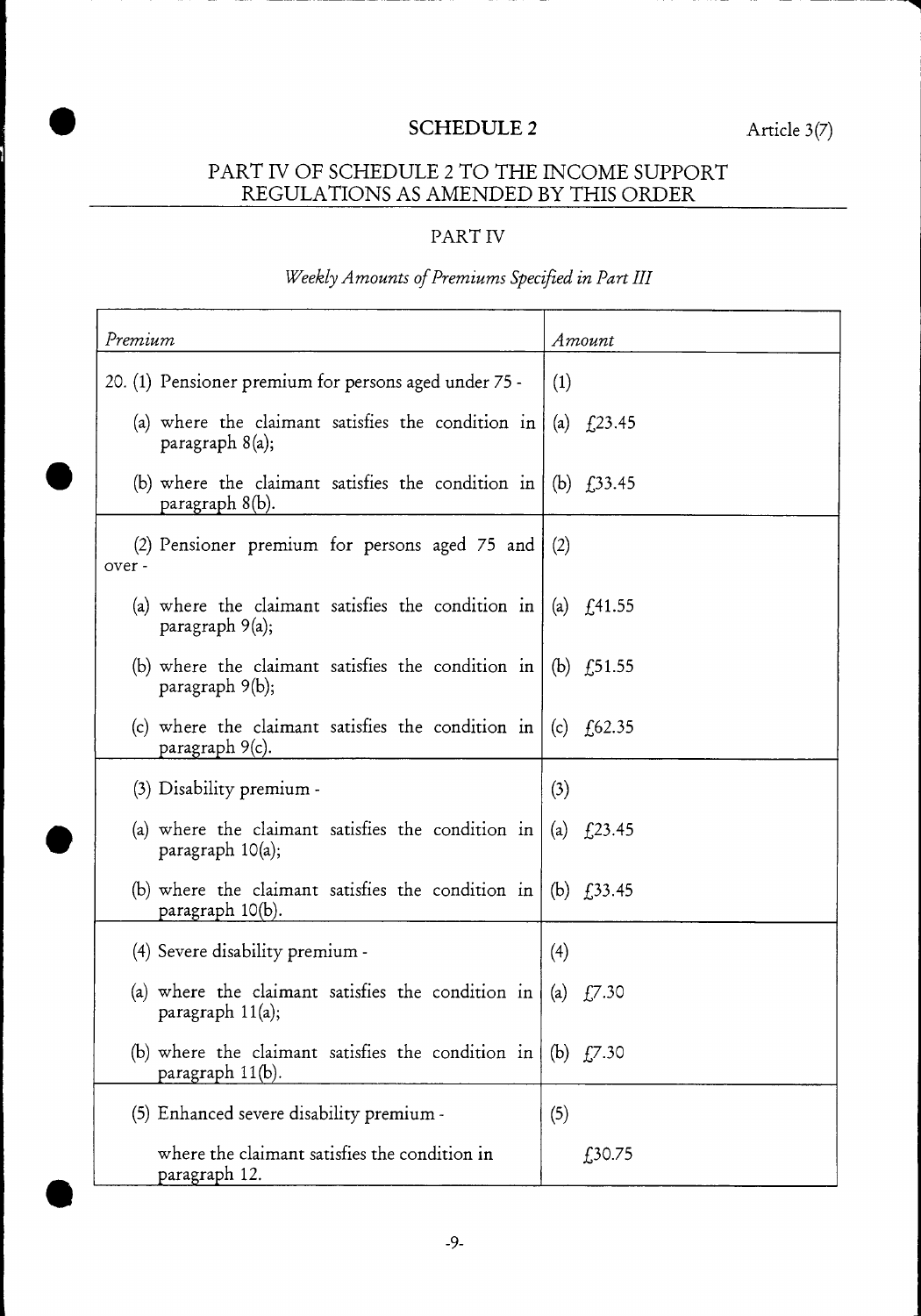## SCHEDULE 2

Article 3(7)

### PART IV OF SCHEDULE 2 TO THE INCOME SUPPORT REGULATIONS AS AMENDED BY THIS ORDER

### PART IV

*Weekly Amounts of Premiums Specified in Part III*

| *Premium* | *Amount* |
|---|---|
| 20. (1) Pensioner premium for persons aged under 75 - | (1) |
| (a) where the claimant satisfies the condition in paragraph 8(a); | (a) £23.45 |
| (b) where the claimant satisfies the condition in paragraph 8(b). | (b) £33.45 |
| (2) Pensioner premium for persons aged 75 and over - | (2) |
| (a) where the claimant satisfies the condition in paragraph 9(a); | (a) £41.55 |
| (b) where the claimant satisfies the condition in paragraph 9(b); | (b) £51.55 |
| (c) where the claimant satisfies the condition in paragraph 9(c). | (c) £62.35 |
| (3) Disability premium - | (3) |
| (a) where the claimant satisfies the condition in paragraph 10(a); | (a) £23.45 |
| (b) where the claimant satisfies the condition in paragraph 10(b). | (b) £33.45 |
| (4) Severe disability premium - | (4) |
| (a) where the claimant satisfies the condition in paragraph 11(a); | (a) £7.30 |
| (b) where the claimant satisfies the condition in paragraph 11(b). | (b) £7.30 |
| (5) Enhanced severe disability premium - | (5) |
| where the claimant satisfies the condition in paragraph 12. | £30.75 |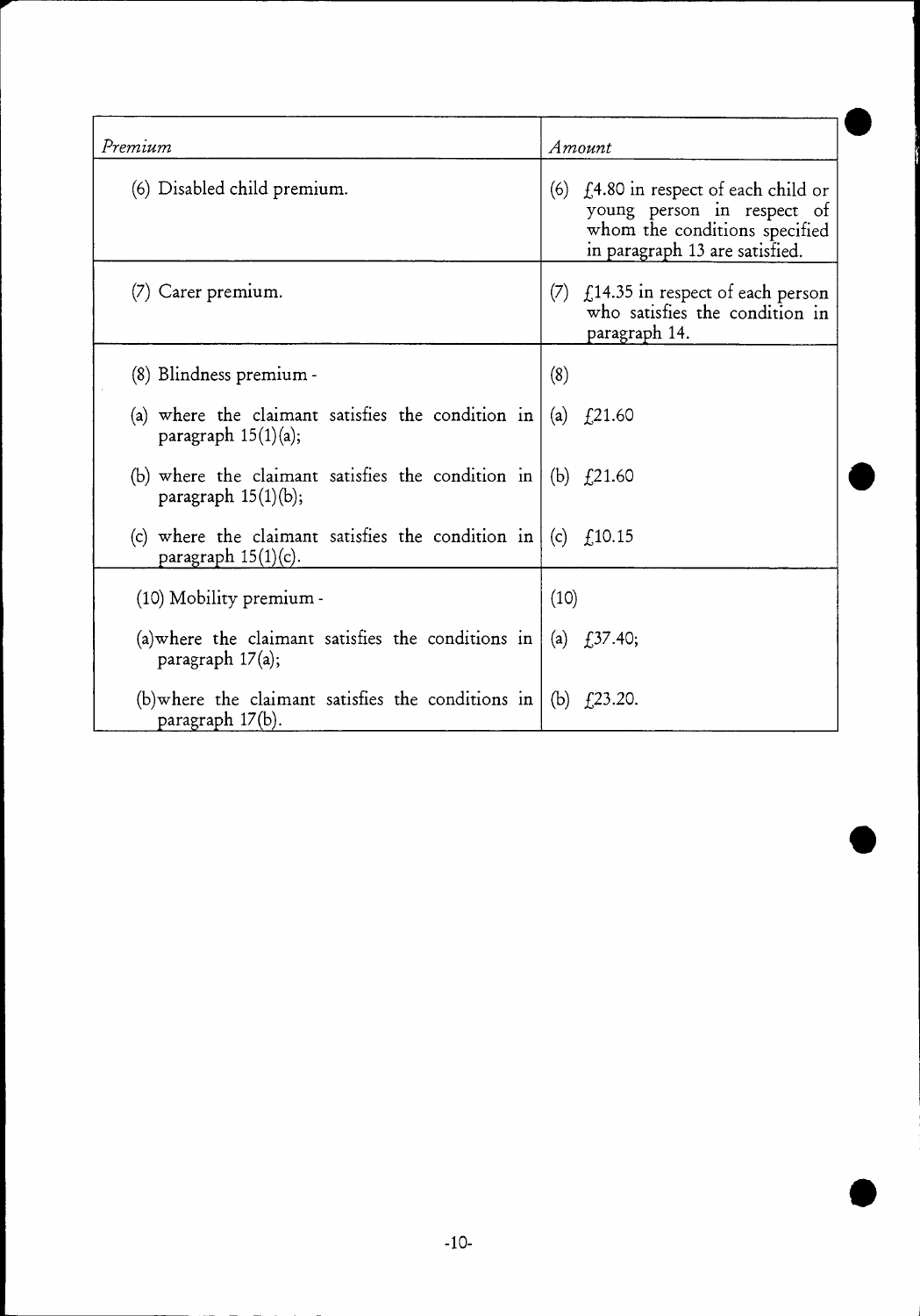| *Premium* | *Amount* |
|---|---|
| (6) Disabled child premium. | (6) £4.80 in respect of each child or young person in respect of whom the conditions specified in paragraph 13 are satisfied. |
| (7) Carer premium. | (7) £14.35 in respect of each person who satisfies the condition in paragraph 14. |
| (8) Blindness premium - | (8) |
| (a) where the claimant satisfies the condition in paragraph 15(1)(a); | (a) £21.60 |
| (b) where the claimant satisfies the condition in paragraph 15(1)(b); | (b) £21.60 |
| (c) where the claimant satisfies the condition in paragraph 15(1)(c). | (c) £10.15 |
| (10) Mobility premium - | (10) |
| (a)where the claimant satisfies the conditions in paragraph 17(a); | (a) £37.40; |
| (b)where the claimant satisfies the conditions in paragraph 17(b). | (b) £23.20. |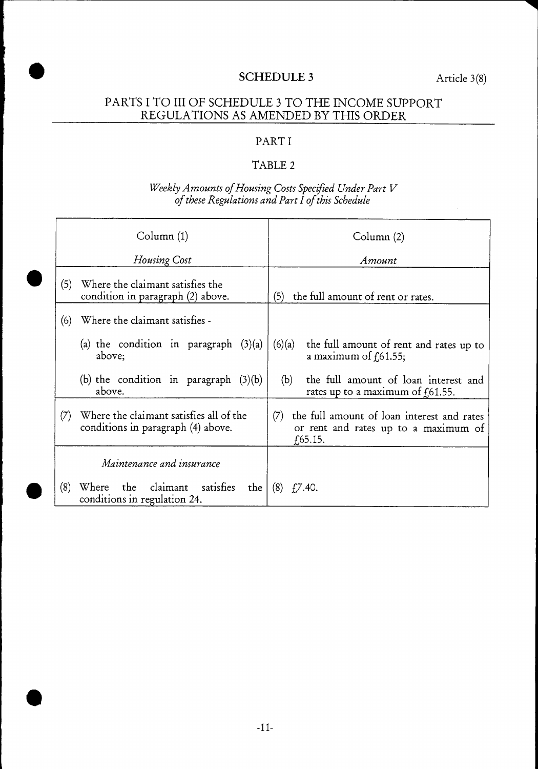## SCHEDULE 3

Article 3(8)

## PARTS I TO III OF SCHEDULE 3 TO THE INCOME SUPPORT REGULATIONS AS AMENDED BY THIS ORDER

### PART I

### TABLE 2

*Weekly Amounts of Housing Costs Specified Under Part V of these Regulations and Part I of this Schedule*

| Column (1)<br><br>*Housing Cost* | Column (2)<br><br>*Amount* |
|---|---|
| (5) Where the claimant satisfies the condition in paragraph (2) above. | (5) the full amount of rent or rates. |
| (6) Where the claimant satisfies -<br><br>(a) the condition in paragraph (3)(a) above;<br><br>(b) the condition in paragraph (3)(b) above. | (6)(a) the full amount of rent and rates up to a maximum of £61.55;<br><br>(b) the full amount of loan interest and rates up to a maximum of £61.55. |
| (7) Where the claimant satisfies all of the conditions in paragraph (4) above. | (7) the full amount of loan interest and rates or rent and rates up to a maximum of £65.15. |
| *Maintenance and insurance*<br><br>(8) Where the claimant satisfies the conditions in regulation 24. | (8) £7.40. |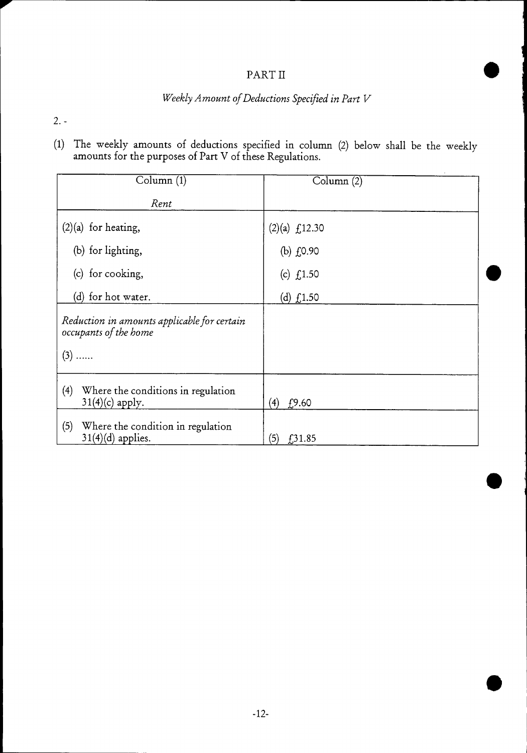# PART II

## *Weekly Amount of Deductions Specified in Part V*

2. -

(1) The weekly amounts of deductions specified in column (2) below shall be the weekly amounts for the purposes of Part V of these Regulations.

| Column (1) | Column (2) |
|---|---|
| *Rent* | |
| (2)(a) for heating, | (2)(a) £12.30 |
| (b) for lighting, | (b) £0.90 |
| (c) for cooking, | (c) £1.50 |
| (d) for hot water. | (d) £1.50 |
| *Reduction in amounts applicable for certain occupants of the home* | |
| (3) ...... | |
| (4) Where the conditions in regulation 31(4)(c) apply. | (4) £9.60 |
| (5) Where the condition in regulation 31(4)(d) applies. | (5) £31.85 |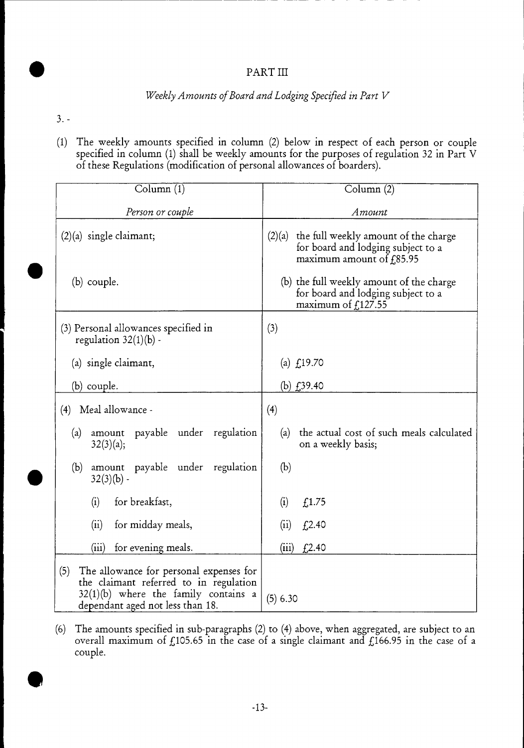## PART III

### *Weekly Amounts of Board and Lodging Specified in Part V*

3. -

(1) The weekly amounts specified in column (2) below in respect of each person or couple specified in column (1) shall be weekly amounts for the purposes of regulation 32 in Part V of these Regulations (modification of personal allowances of boarders).

| Column (1)<br><br>*Person or couple* | Column (2)<br><br>*Amount* |
|---|---|
| (2)(a) single claimant; | (2)(a) the full weekly amount of the charge for board and lodging subject to a maximum amount of £85.95 |
| (b) couple. | (b) the full weekly amount of the charge for board and lodging subject to a maximum of £127.55 |
| (3) Personal allowances specified in regulation 32(1)(b) - | (3) |
| (a) single claimant, | (a) £19.70 |
| (b) couple. | (b) £39.40 |
| (4) Meal allowance - | (4) |
| (a) amount payable under regulation 32(3)(a); | (a) the actual cost of such meals calculated on a weekly basis; |
| (b) amount payable under regulation 32(3)(b) - | (b) |
| (i) for breakfast, | (i) £1.75 |
| (ii) for midday meals, | (ii) £2.40 |
| (iii) for evening meals. | (iii) £2.40 |
| (5) The allowance for personal expenses for the claimant referred to in regulation 32(1)(b) where the family contains a dependant aged not less than 18. | (5) 6.30 |

(6) The amounts specified in sub-paragraphs (2) to (4) above, when aggregated, are subject to an overall maximum of £105.65 in the case of a single claimant and £166.95 in the case of a couple.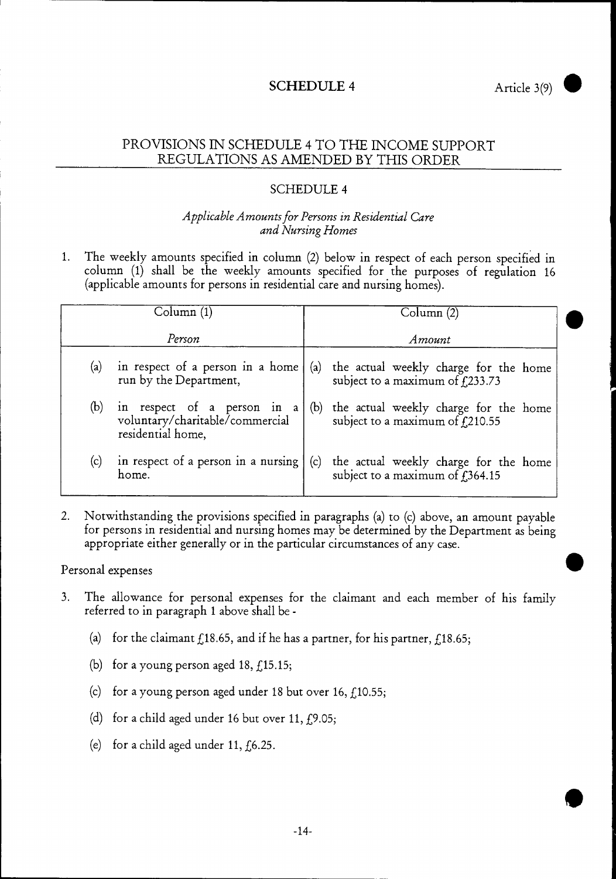## SCHEDULE 4

Article 3(9)

## PROVISIONS IN SCHEDULE 4 TO THE INCOME SUPPORT REGULATIONS AS AMENDED BY THIS ORDER

### SCHEDULE 4

*Applicable Amounts for Persons in Residential Care and Nursing Homes*

1. The weekly amounts specified in column (2) below in respect of each person specified in column (1) shall be the weekly amounts specified for the purposes of regulation 16 (applicable amounts for persons in residential care and nursing homes).

| Column (1) *Person* | Column (2) *Amount* |
|---|---|
| (a) in respect of a person in a home run by the Department, | (a) the actual weekly charge for the home subject to a maximum of £233.73 |
| (b) in respect of a person in a voluntary/charitable/commercial residential home, | (b) the actual weekly charge for the home subject to a maximum of £210.55 |
| (c) in respect of a person in a nursing home. | (c) the actual weekly charge for the home subject to a maximum of £364.15 |

2. Notwithstanding the provisions specified in paragraphs (a) to (c) above, an amount payable for persons in residential and nursing homes may be determined by the Department as being appropriate either generally or in the particular circumstances of any case.

Personal expenses

3. The allowance for personal expenses for the claimant and each member of his family referred to in paragraph 1 above shall be -

   (a) for the claimant £18.65, and if he has a partner, for his partner, £18.65;

   (b) for a young person aged 18, £15.15;

   (c) for a young person aged under 18 but over 16, £10.55;

   (d) for a child aged under 16 but over 11, £9.05;

   (e) for a child aged under 11, £6.25.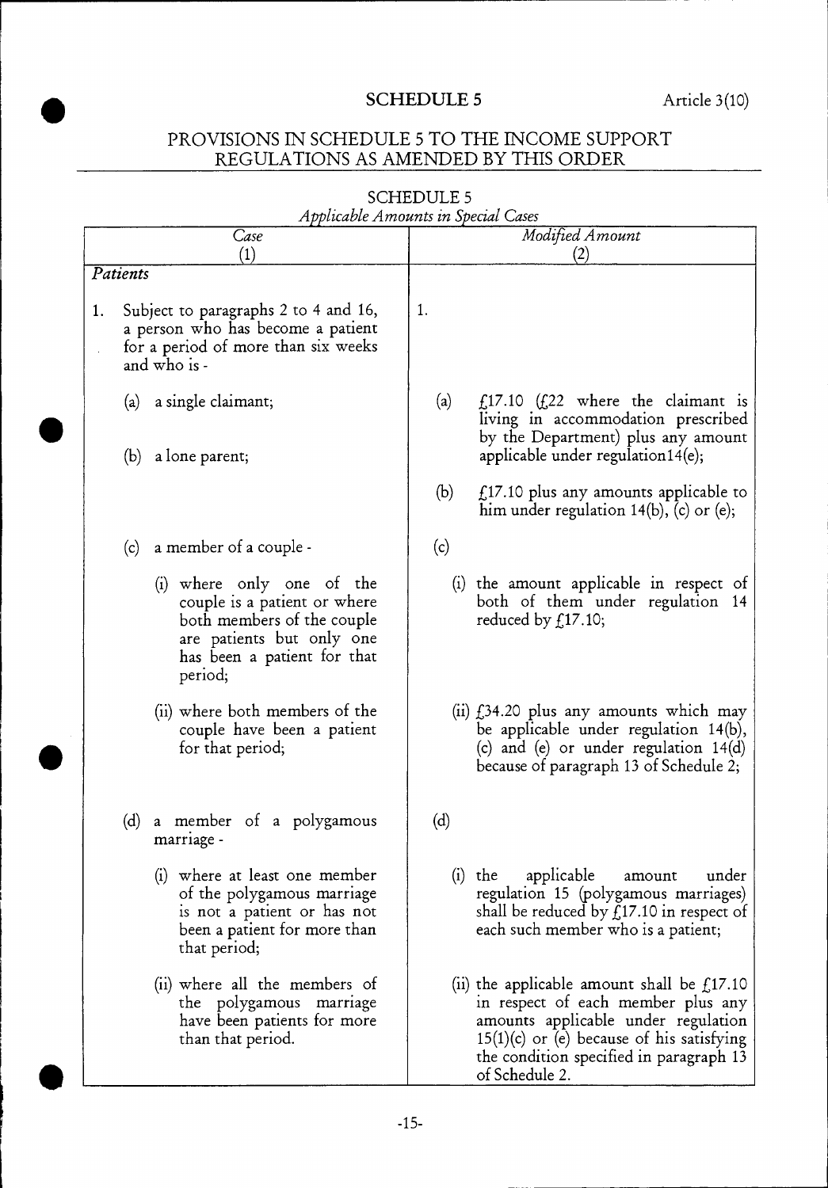# SCHEDULE 5

Article 3(10)

## PROVISIONS IN SCHEDULE 5 TO THE INCOME SUPPORT REGULATIONS AS AMENDED BY THIS ORDER

### SCHEDULE 5

*Applicable Amounts in Special Cases*

| *Case* (1) | *Modified Amount* (2) |
|---|---|
| ***Patients*** | |
| 1. Subject to paragraphs 2 to 4 and 16, a person who has become a patient for a period of more than six weeks and who is - | 1. |
| (a) a single claimant; | (a) £17.10 (£22 where the claimant is living in accommodation prescribed by the Department) plus any amount applicable under regulation14(e); |
| (b) a lone parent; | (b) £17.10 plus any amounts applicable to him under regulation 14(b), (c) or (e); |
| (c) a member of a couple - | (c) |
| (i) where only one of the couple is a patient or where both members of the couple are patients but only one has been a patient for that period; | (i) the amount applicable in respect of both of them under regulation 14 reduced by £17.10; |
| (ii) where both members of the couple have been a patient for that period; | (ii) £34.20 plus any amounts which may be applicable under regulation 14(b), (c) and (e) or under regulation 14(d) because of paragraph 13 of Schedule 2; |
| (d) a member of a polygamous marriage - | (d) |
| (i) where at least one member of the polygamous marriage is not a patient or has not been a patient for more than that period; | (i) the applicable amount under regulation 15 (polygamous marriages) shall be reduced by £17.10 in respect of each such member who is a patient; |
| (ii) where all the members of the polygamous marriage have been patients for more than that period. | (ii) the applicable amount shall be £17.10 in respect of each member plus any amounts applicable under regulation 15(1)(c) or (e) because of his satisfying the condition specified in paragraph 13 of Schedule 2. |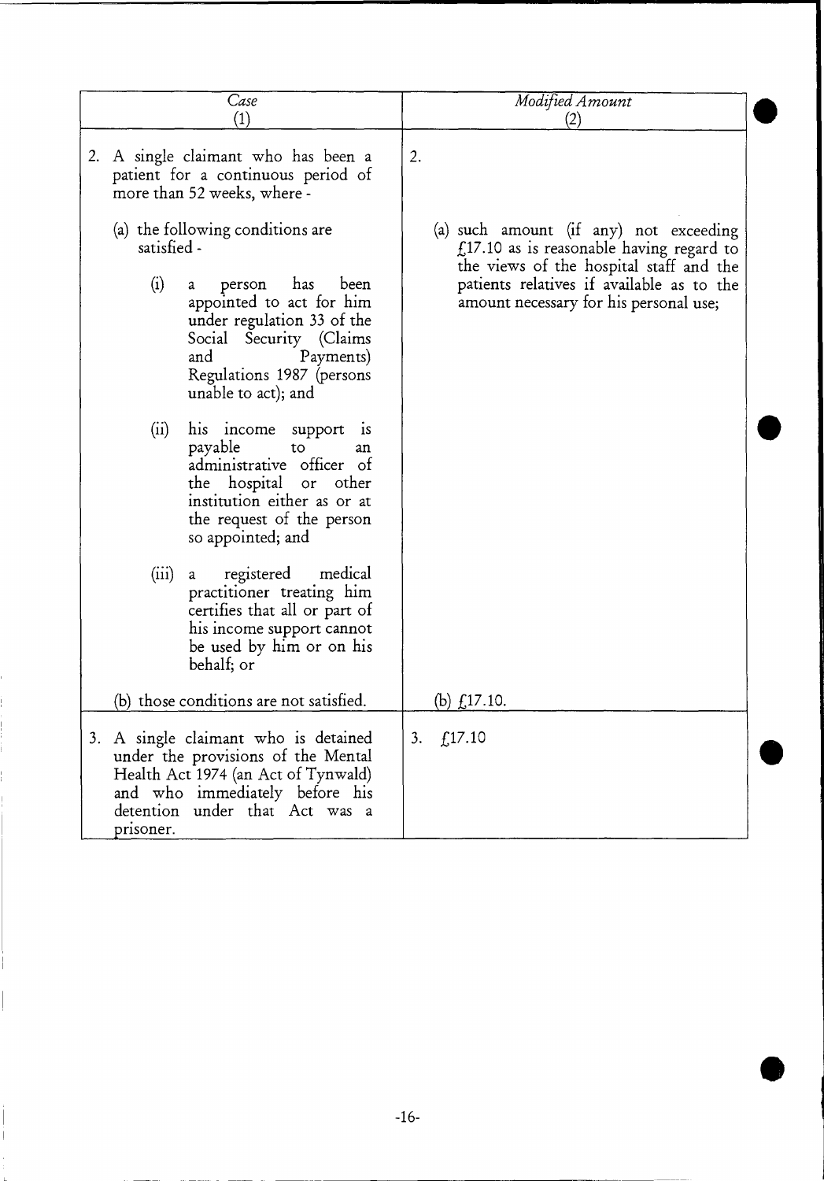| *Case*<br>(1) | *Modified Amount*<br>(2) |
|---|---|
| 2. A single claimant who has been a patient for a continuous period of more than 52 weeks, where - | 2. |
| (a) the following conditions are satisfied -<br><br>(i) a person has been appointed to act for him under regulation 33 of the Social Security (Claims and Payments) Regulations 1987 (persons unable to act); and<br><br>(ii) his income support is payable to an administrative officer of the hospital or other institution either as or at the request of the person so appointed; and<br><br>(iii) a registered medical practitioner treating him certifies that all or part of his income support cannot be used by him or on his behalf; or | (a) such amount (if any) not exceeding £17.10 as is reasonable having regard to the views of the hospital staff and the patients relatives if available as to the amount necessary for his personal use; |
| (b) those conditions are not satisfied. | (b) £17.10. |
| 3. A single claimant who is detained under the provisions of the Mental Health Act 1974 (an Act of Tynwald) and who immediately before his detention under that Act was a prisoner. | 3. £17.10 |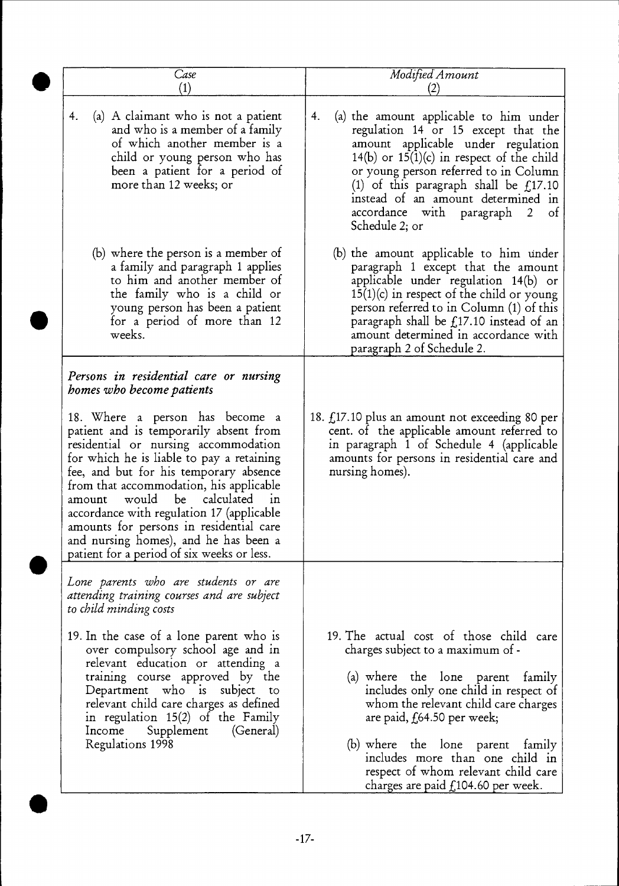| *Case* (1) | *Modified Amount* (2) |
|---|---|
| 4. (a) A claimant who is not a patient and who is a member of a family of which another member is a child or young person who has been a patient for a period of more than 12 weeks; or | 4. (a) the amount applicable to him under regulation 14 or 15 except that the amount applicable under regulation 14(b) or 15(1)(c) in respect of the child or young person referred to in Column (1) of this paragraph shall be £17.10 instead of an amount determined in accordance with paragraph 2 of Schedule 2; or |
| (b) where the person is a member of a family and paragraph 1 applies to him and another member of the family who is a child or young person has been a patient for a period of more than 12 weeks. | (b) the amount applicable to him under paragraph 1 except that the amount applicable under regulation 14(b) or 15(1)(c) in respect of the child or young person referred to in Column (1) of this paragraph shall be £17.10 instead of an amount determined in accordance with paragraph 2 of Schedule 2. |
| *Persons in residential care or nursing homes who become patients* | |
| 18. Where a person has become a patient and is temporarily absent from residential or nursing accommodation for which he is liable to pay a retaining fee, and but for his temporary absence from that accommodation, his applicable amount would be calculated in accordance with regulation 17 (applicable amounts for persons in residential care and nursing homes), and he has been a patient for a period of six weeks or less. | 18. £17.10 plus an amount not exceeding 80 per cent. of the applicable amount referred to in paragraph 1 of Schedule 4 (applicable amounts for persons in residential care and nursing homes). |
| *Lone parents who are students or are attending training courses and are subject to child minding costs* | |
| 19. In the case of a lone parent who is over compulsory school age and in relevant education or attending a training course approved by the Department who is subject to relevant child care charges as defined in regulation 15(2) of the Family Income Supplement (General) Regulations 1998 | 19. The actual cost of those child care charges subject to a maximum of - (a) where the lone parent family includes only one child in respect of whom the relevant child care charges are paid, £64.50 per week; (b) where the lone parent family includes more than one child in respect of whom relevant child care charges are paid £104.60 per week. |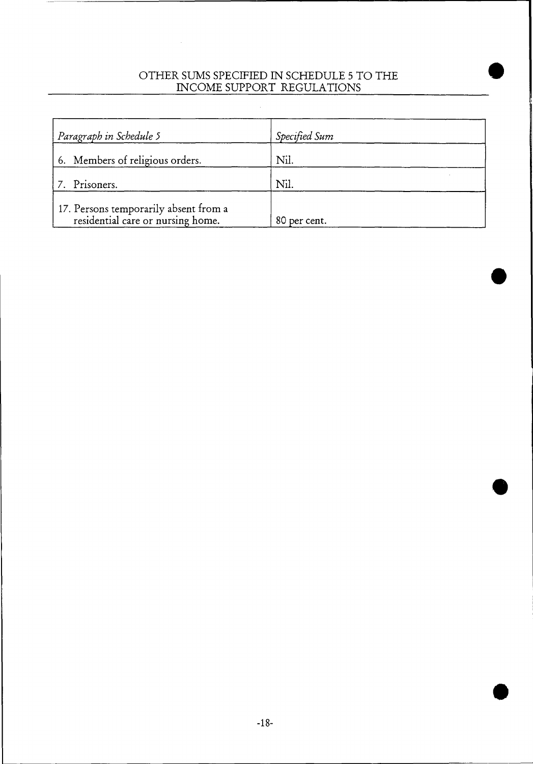## OTHER SUMS SPECIFIED IN SCHEDULE 5 TO THE INCOME SUPPORT REGULATIONS

| *Paragraph in Schedule 5* | *Specified Sum* |
|---|---|
| 6. Members of religious orders. | Nil. |
| 7. Prisoners. | Nil. |
| 17. Persons temporarily absent from a residential care or nursing home. | 80 per cent. |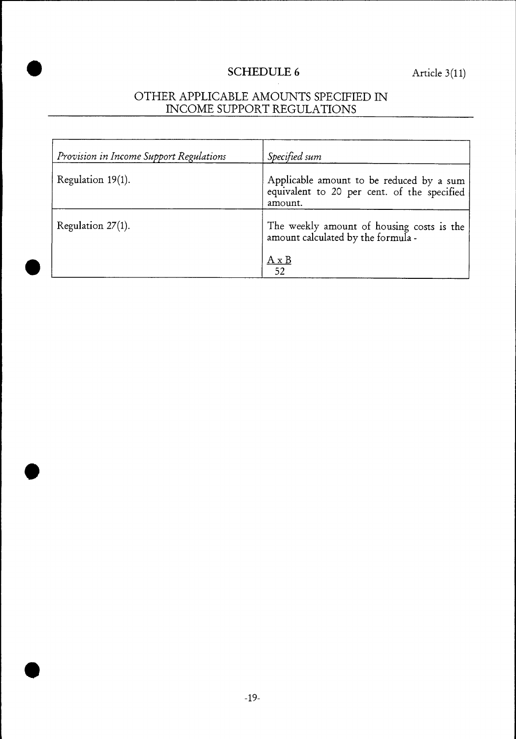# SCHEDULE 6

Article 3(11)

## OTHER APPLICABLE AMOUNTS SPECIFIED IN INCOME SUPPORT REGULATIONS

| *Provision in Income Support Regulations* | *Specified sum* |
| --- | --- |
| Regulation 19(1). | Applicable amount to be reduced by a sum equivalent to 20 per cent. of the specified amount. |
| Regulation 27(1). | The weekly amount of housing costs is the amount calculated by the formula - $\frac{A \times B}{52}$ |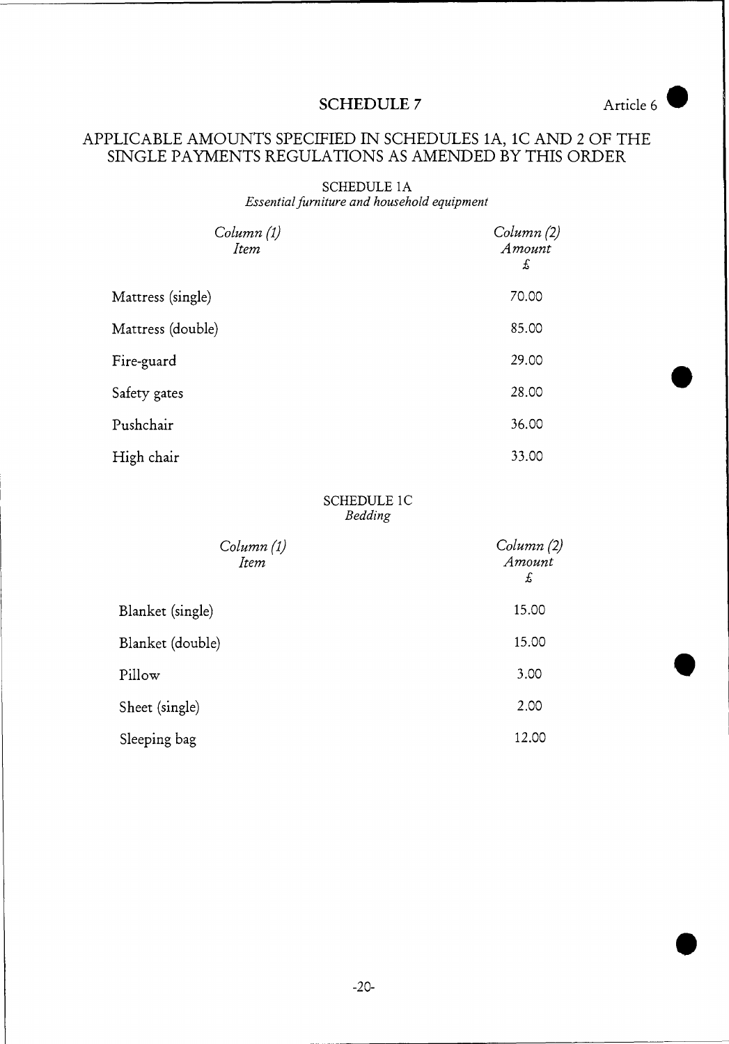## SCHEDULE 7

Article 6

## APPLICABLE AMOUNTS SPECIFIED IN SCHEDULES 1A, 1C AND 2 OF THE SINGLE PAYMENTS REGULATIONS AS AMENDED BY THIS ORDER

### SCHEDULE 1A
*Essential furniture and household equipment*

| *Column (1)* *Item* | *Column (2)* *Amount* £ |
|---|---|
| Mattress (single) | 70.00 |
| Mattress (double) | 85.00 |
| Fire-guard | 29.00 |
| Safety gates | 28.00 |
| Pushchair | 36.00 |
| High chair | 33.00 |

### SCHEDULE 1C
*Bedding*

| *Column (1)* *Item* | *Column (2)* *Amount* £ |
|---|---|
| Blanket (single) | 15.00 |
| Blanket (double) | 15.00 |
| Pillow | 3.00 |
| Sheet (single) | 2.00 |
| Sleeping bag | 12.00 |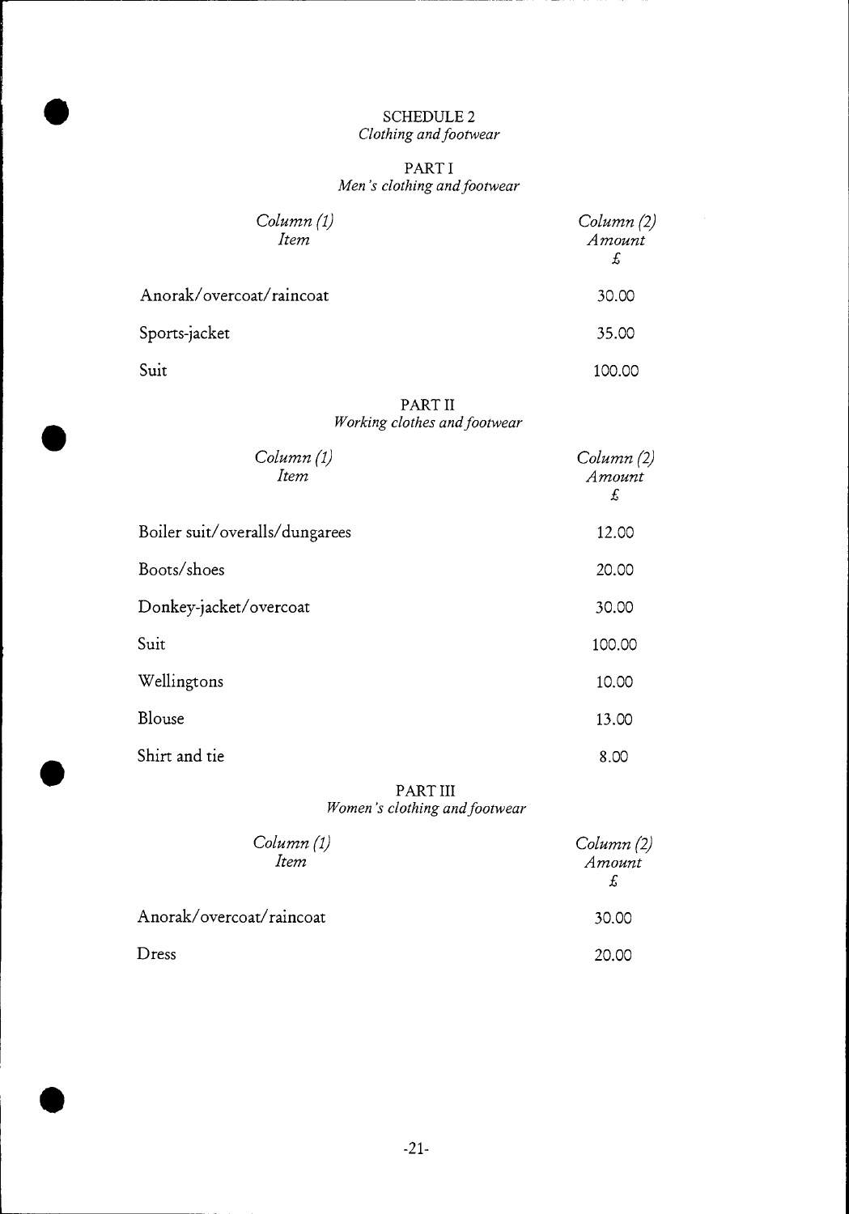# SCHEDULE 2
*Clothing and footwear*

## PART I
*Men's clothing and footwear*

| *Column (1)* *Item* | *Column (2)* *Amount* £ |
|---|---|
| Anorak/overcoat/raincoat | 30.00 |
| Sports-jacket | 35.00 |
| Suit | 100.00 |

## PART II
*Working clothes and footwear*

| *Column (1)* *Item* | *Column (2)* *Amount* £ |
|---|---|
| Boiler suit/overalls/dungarees | 12.00 |
| Boots/shoes | 20.00 |
| Donkey-jacket/overcoat | 30.00 |
| Suit | 100.00 |
| Wellingtons | 10.00 |
| Blouse | 13.00 |
| Shirt and tie | 8.00 |

## PART III
*Women's clothing and footwear*

| *Column (1)* *Item* | *Column (2)* *Amount* £ |
|---|---|
| Anorak/overcoat/raincoat | 30.00 |
| Dress | 20.00 |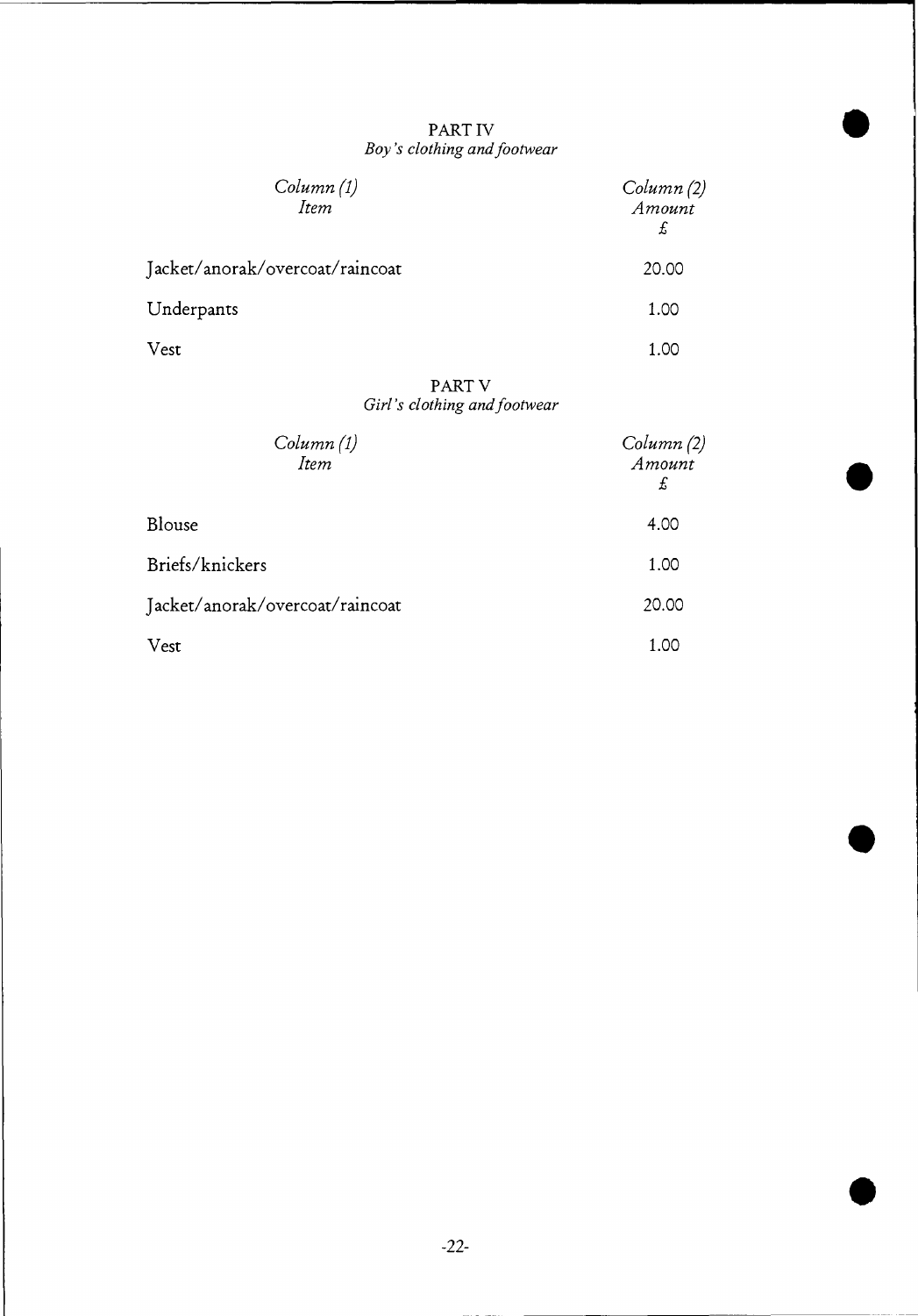PART IV

*Boy's clothing and footwear*

| *Column (1)* *Item* | *Column (2)* *Amount* £ |
|---|---|
| Jacket/anorak/overcoat/raincoat | 20.00 |
| Underpants | 1.00 |
| Vest | 1.00 |

PART V

*Girl's clothing and footwear*

| *Column (1)* *Item* | *Column (2)* *Amount* £ |
|---|---|
| Blouse | 4.00 |
| Briefs/knickers | 1.00 |
| Jacket/anorak/overcoat/raincoat | 20.00 |
| Vest | 1.00 |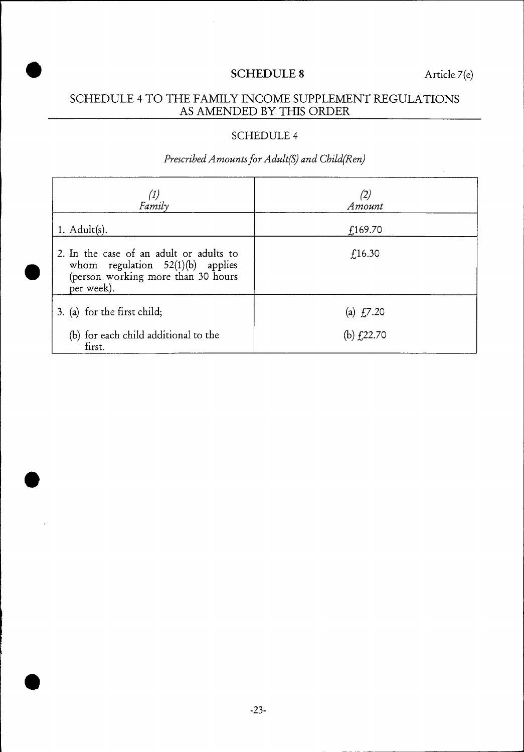## SCHEDULE 8

Article 7(e)

## SCHEDULE 4 TO THE FAMILY INCOME SUPPLEMENT REGULATIONS AS AMENDED BY THIS ORDER

### SCHEDULE 4

*Prescribed Amounts for Adult(S) and Child(Ren)*

| *(1)* *Family* | *(2)* *Amount* |
|---|---|
| 1. Adult(s). | £169.70 |
| 2. In the case of an adult or adults to whom regulation 52(1)(b) applies (person working more than 30 hours per week). | £16.30 |
| 3. (a) for the first child;<br>(b) for each child additional to the first. | (a) £7.20<br>(b) £22.70 |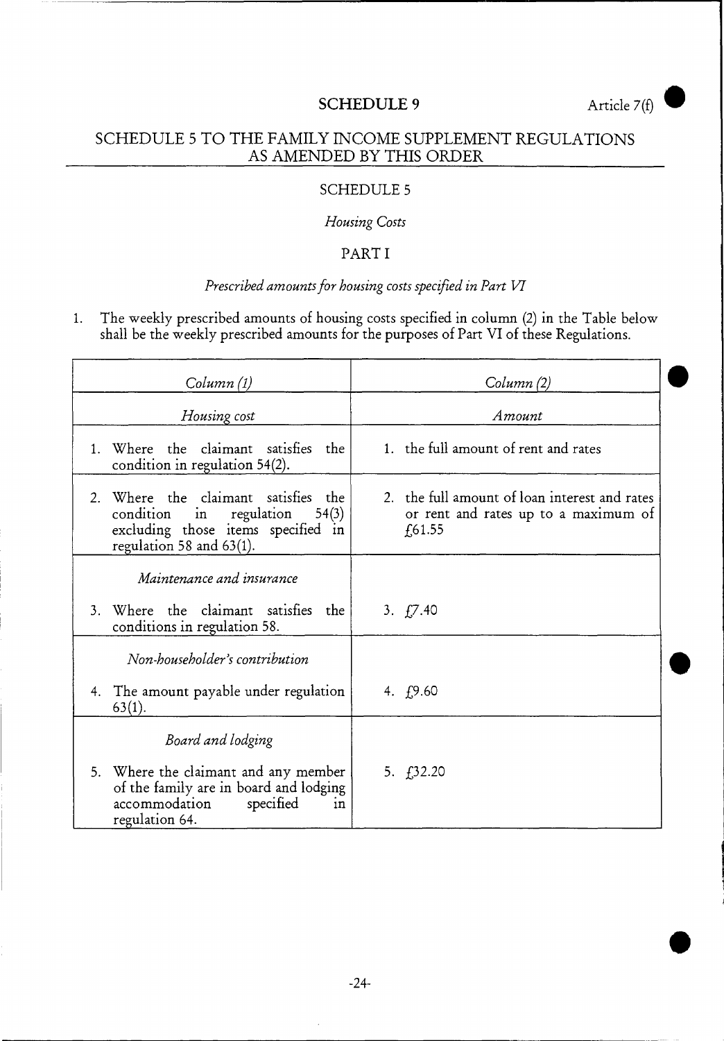# SCHEDULE 9

Article 7(f)

## SCHEDULE 5 TO THE FAMILY INCOME SUPPLEMENT REGULATIONS AS AMENDED BY THIS ORDER

### SCHEDULE 5

*Housing Costs*

### PART I

*Prescribed amounts for housing costs specified in Part VI*

1. The weekly prescribed amounts of housing costs specified in column (2) in the Table below shall be the weekly prescribed amounts for the purposes of Part VI of these Regulations.

| *Column (1)* | *Column (2)* |
|---|---|
| *Housing cost* | *Amount* |
| 1. Where the claimant satisfies the condition in regulation 54(2). | 1. the full amount of rent and rates |
| 2. Where the claimant satisfies the condition in regulation 54(3) excluding those items specified in regulation 58 and 63(1). | 2. the full amount of loan interest and rates or rent and rates up to a maximum of £61.55 |
| *Maintenance and insurance*<br>3. Where the claimant satisfies the conditions in regulation 58. | 3. £7.40 |
| *Non-householder's contribution*<br>4. The amount payable under regulation 63(1). | 4. £9.60 |
| *Board and lodging*<br>5. Where the claimant and any member of the family are in board and lodging accommodation specified in regulation 64. | 5. £32.20 |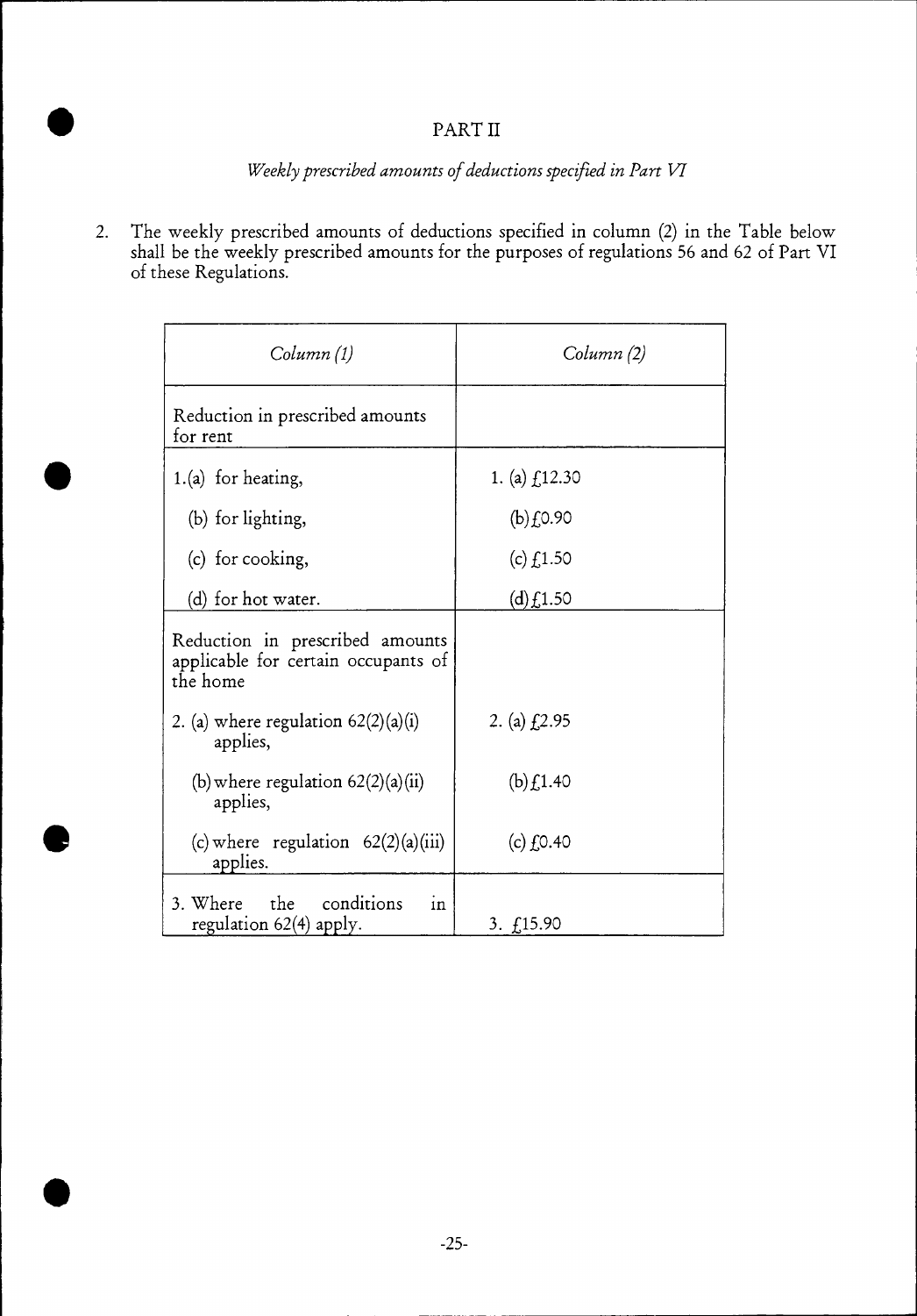## PART II

*Weekly prescribed amounts of deductions specified in Part VI*

2. The weekly prescribed amounts of deductions specified in column (2) in the Table below shall be the weekly prescribed amounts for the purposes of regulations 56 and 62 of Part VI of these Regulations.

| *Column (1)* | *Column (2)* |
|---|---|
| Reduction in prescribed amounts for rent | |
| 1.(a) for heating, | 1. (a) £12.30 |
| (b) for lighting, | (b) £0.90 |
| (c) for cooking, | (c) £1.50 |
| (d) for hot water. | (d) £1.50 |
| Reduction in prescribed amounts applicable for certain occupants of the home | |
| 2. (a) where regulation 62(2)(a)(i) applies, | 2. (a) £2.95 |
| (b) where regulation 62(2)(a)(ii) applies, | (b) £1.40 |
| (c) where regulation 62(2)(a)(iii) applies. | (c) £0.40 |
| 3. Where the conditions in regulation 62(4) apply. | 3. £15.90 |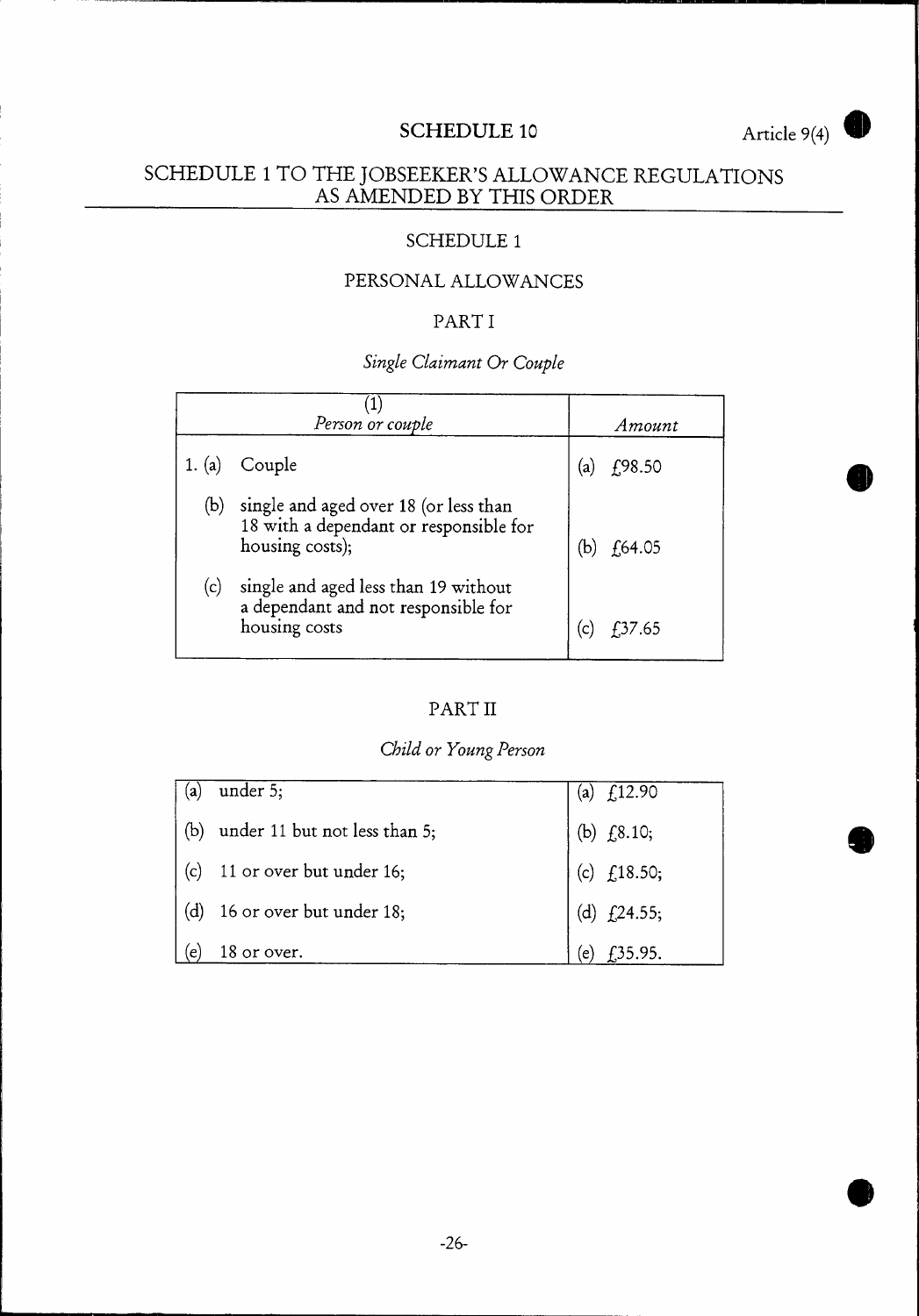## SCHEDULE 10

Article 9(4)

## SCHEDULE 1 TO THE JOBSEEKER'S ALLOWANCE REGULATIONS AS AMENDED BY THIS ORDER

### SCHEDULE 1

### PERSONAL ALLOWANCES

### PART I

*Single Claimant Or Couple*

| (1)<br>*Person or couple* | *Amount* |
|---|---|
| 1. (a) Couple | (a) £98.50 |
| (b) single and aged over 18 (or less than 18 with a dependant or responsible for housing costs); | (b) £64.05 |
| (c) single and aged less than 19 without a dependant and not responsible for housing costs | (c) £37.65 |

### PART II

*Child or Young Person*

| | |
|---|---|
| (a) under 5; | (a) £12.90 |
| (b) under 11 but not less than 5; | (b) £8.10; |
| (c) 11 or over but under 16; | (c) £18.50; |
| (d) 16 or over but under 18; | (d) £24.55; |
| (e) 18 or over. | (e) £35.95. |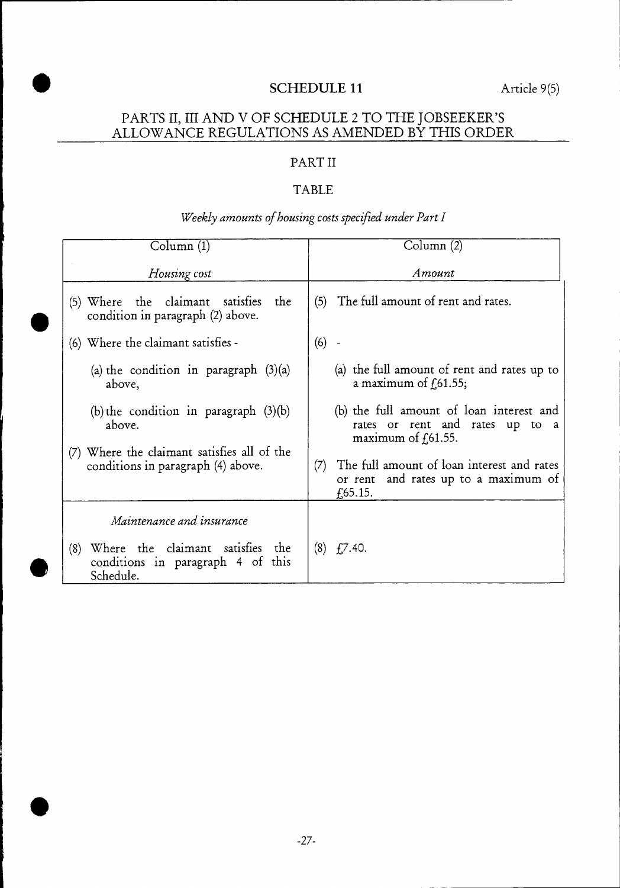# SCHEDULE 11

Article 9(5)

## PARTS II, III AND V OF SCHEDULE 2 TO THE JOBSEEKER'S ALLOWANCE REGULATIONS AS AMENDED BY THIS ORDER

### PART II

### TABLE

*Weekly amounts of housing costs specified under Part I*

| Column (1) *Housing cost* | Column (2) *Amount* |
|---|---|
| (5) Where the claimant satisfies the condition in paragraph (2) above. | (5) The full amount of rent and rates. |
| (6) Where the claimant satisfies - | (6) - |
| (a) the condition in paragraph (3)(a) above, | (a) the full amount of rent and rates up to a maximum of £61.55; |
| (b) the condition in paragraph (3)(b) above. | (b) the full amount of loan interest and rates or rent and rates up to a maximum of £61.55. |
| (7) Where the claimant satisfies all of the conditions in paragraph (4) above. | (7) The full amount of loan interest and rates or rent and rates up to a maximum of £65.15. |
| *Maintenance and insurance* | |
| (8) Where the claimant satisfies the conditions in paragraph 4 of this Schedule. | (8) £7.40. |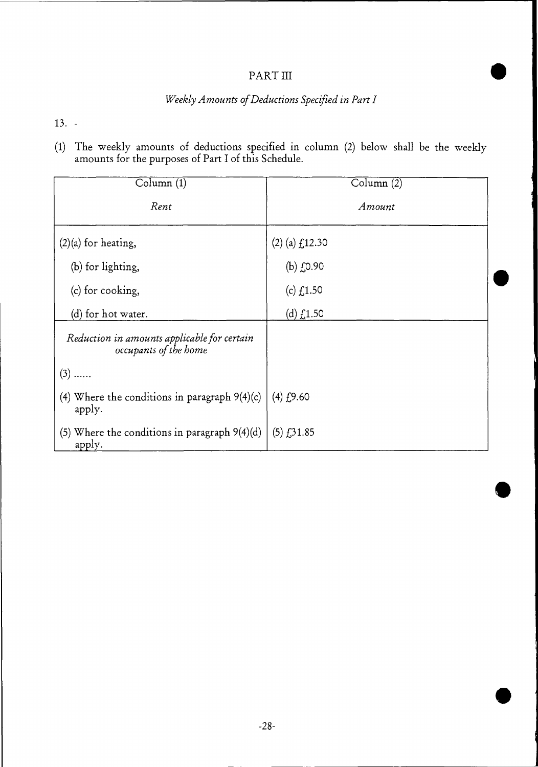PART III

*Weekly Amounts of Deductions Specified in Part I*

13. -

(1) The weekly amounts of deductions specified in column (2) below shall be the weekly amounts for the purposes of Part I of this Schedule.

| Column (1) | Column (2) |
|---|---|
| *Rent* | *Amount* |
| (2)(a) for heating, | (2) (a) £12.30 |
| (b) for lighting, | (b) £0.90 |
| (c) for cooking, | (c) £1.50 |
| (d) for hot water. | (d) £1.50 |
| *Reduction in amounts applicable for certain occupants of the home* | |
| (3) ...... | |
| (4) Where the conditions in paragraph 9(4)(c) apply. | (4) £9.60 |
| (5) Where the conditions in paragraph 9(4)(d) apply. | (5) £31.85 |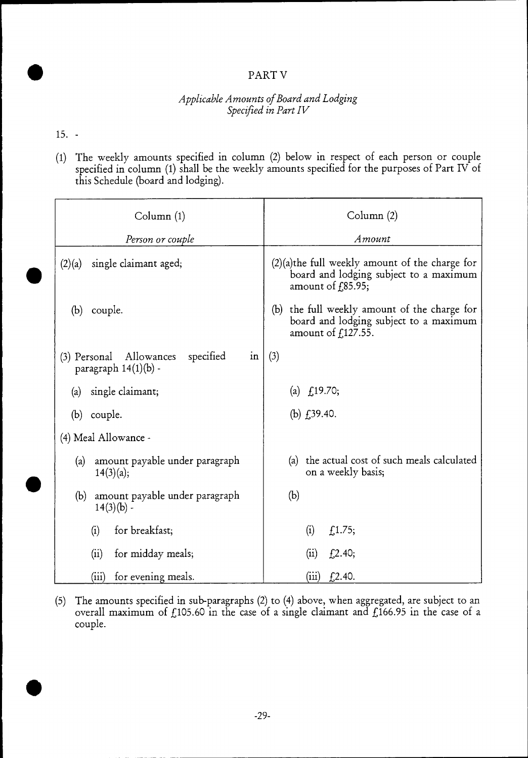# PART V

## *Applicable Amounts of Board and Lodging Specified in Part IV*

15. -

(1) The weekly amounts specified in column (2) below in respect of each person or couple specified in column (1) shall be the weekly amounts specified for the purposes of Part IV of this Schedule (board and lodging).

| Column (1) | Column (2) |
|---|---|
| *Person or couple* | *Amount* |
| (2)(a) single claimant aged; | (2)(a)the full weekly amount of the charge for board and lodging subject to a maximum amount of £85.95; |
| (b) couple. | (b) the full weekly amount of the charge for board and lodging subject to a maximum amount of £127.55. |
| (3) Personal Allowances specified in paragraph 14(1)(b) - | (3) |
| (a) single claimant; | (a) £19.70; |
| (b) couple. | (b) £39.40. |
| (4) Meal Allowance - | |
| (a) amount payable under paragraph 14(3)(a); | (a) the actual cost of such meals calculated on a weekly basis; |
| (b) amount payable under paragraph 14(3)(b) - | (b) |
| (i) for breakfast; | (i) £1.75; |
| (ii) for midday meals; | (ii) £2.40; |
| (iii) for evening meals. | (iii) £2.40. |

(5) The amounts specified in sub-paragraphs (2) to (4) above, when aggregated, are subject to an overall maximum of £105.60 in the case of a single claimant and £166.95 in the case of a couple.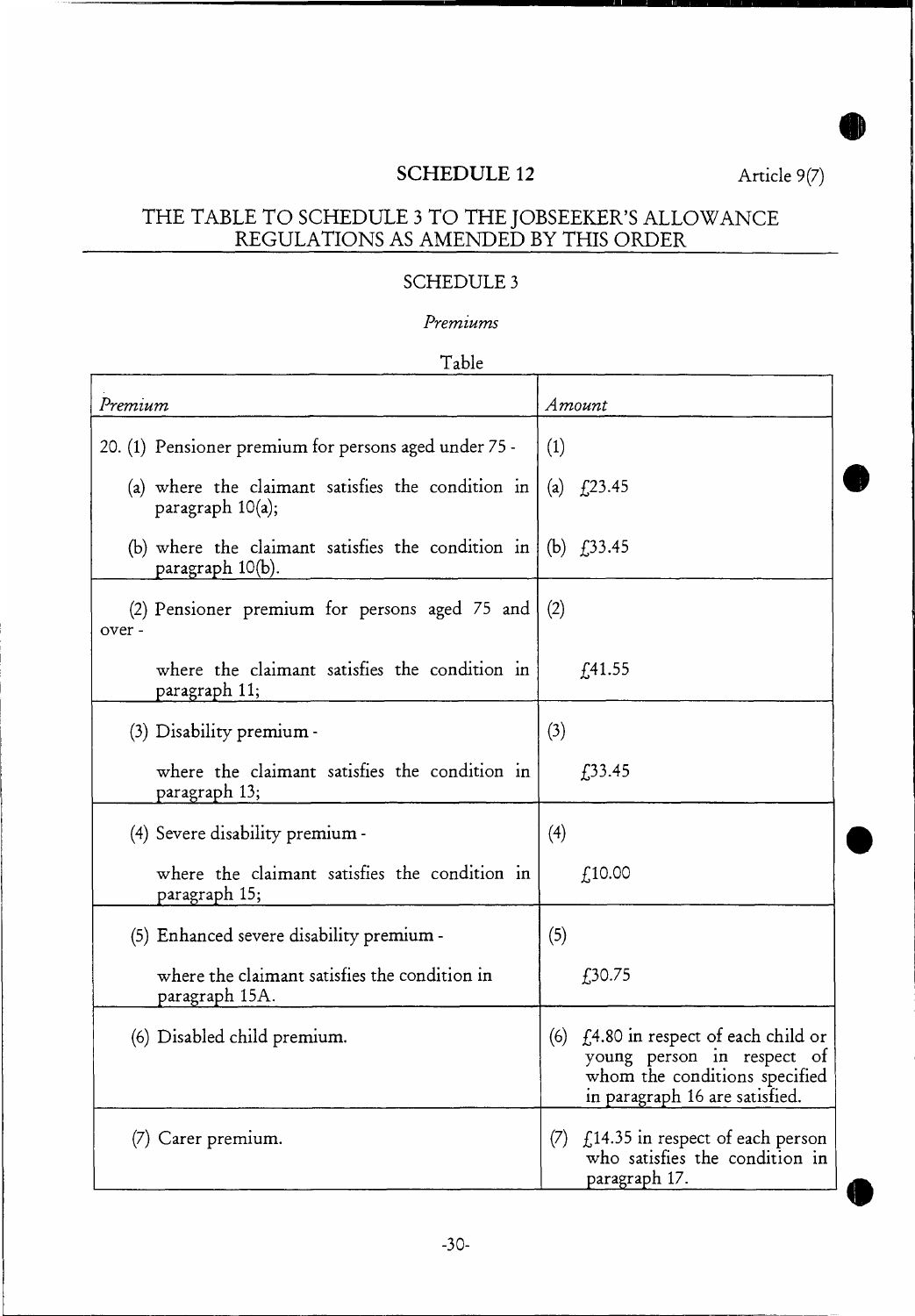## SCHEDULE 12

Article 9(7)

## THE TABLE TO SCHEDULE 3 TO THE JOBSEEKER'S ALLOWANCE REGULATIONS AS AMENDED BY THIS ORDER

### SCHEDULE 3

*Premiums*

Table

| *Premium* | *Amount* |
|---|---|
| 20. (1) Pensioner premium for persons aged under 75 -<br>(a) where the claimant satisfies the condition in paragraph 10(a);<br>(b) where the claimant satisfies the condition in paragraph 10(b). | (1)<br>(a) £23.45<br>(b) £33.45 |
| (2) Pensioner premium for persons aged 75 and over -<br>where the claimant satisfies the condition in paragraph 11; | (2)<br>£41.55 |
| (3) Disability premium -<br>where the claimant satisfies the condition in paragraph 13; | (3)<br>£33.45 |
| (4) Severe disability premium -<br>where the claimant satisfies the condition in paragraph 15; | (4)<br>£10.00 |
| (5) Enhanced severe disability premium -<br>where the claimant satisfies the condition in paragraph 15A. | (5)<br>£30.75 |
| (6) Disabled child premium. | (6) £4.80 in respect of each child or young person in respect of whom the conditions specified in paragraph 16 are satisfied. |
| (7) Carer premium. | (7) £14.35 in respect of each person who satisfies the condition in paragraph 17. |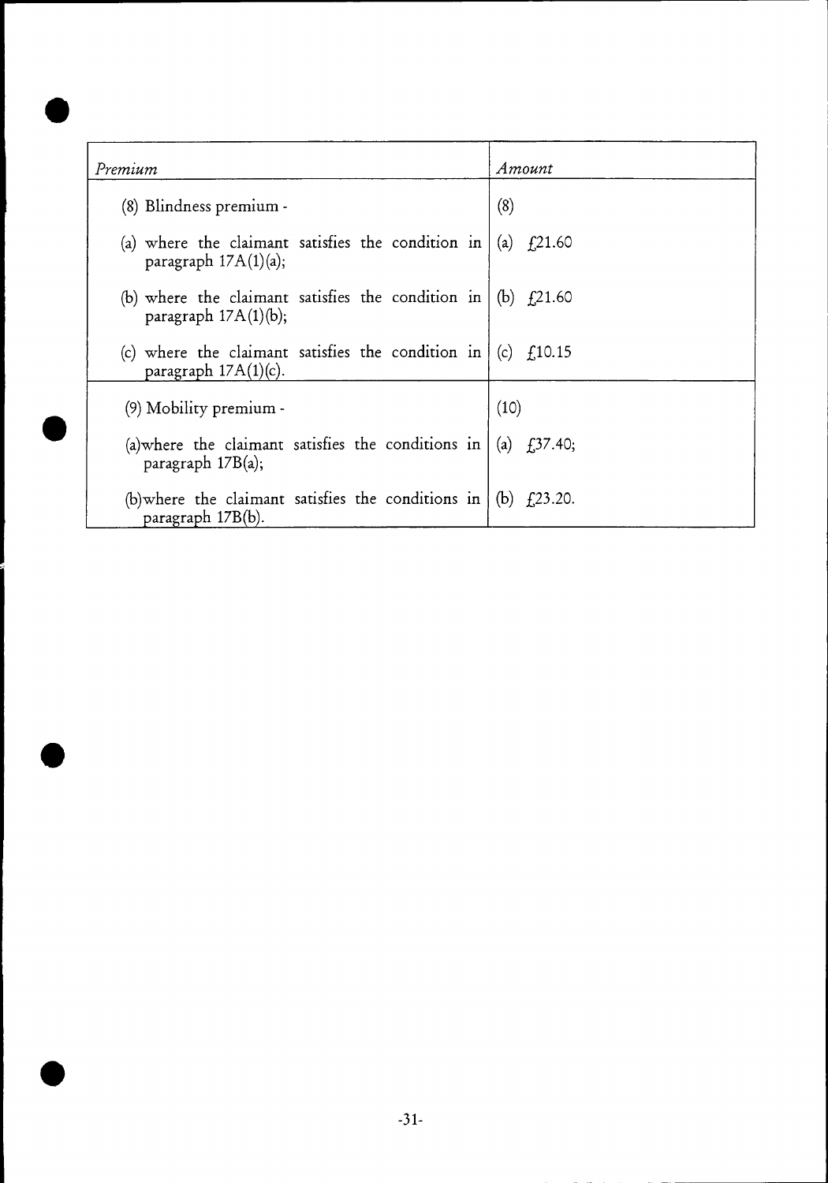| *Premium* | *Amount* |
|---|---|
| (8) Blindness premium - | (8) |
| (a) where the claimant satisfies the condition in paragraph 17A(1)(a); | (a) £21.60 |
| (b) where the claimant satisfies the condition in paragraph 17A(1)(b); | (b) £21.60 |
| (c) where the claimant satisfies the condition in paragraph 17A(1)(c). | (c) £10.15 |
| (9) Mobility premium - | (10) |
| (a)where the claimant satisfies the conditions in paragraph 17B(a); | (a) £37.40; |
| (b)where the claimant satisfies the conditions in paragraph 17B(b). | (b) £23.20. |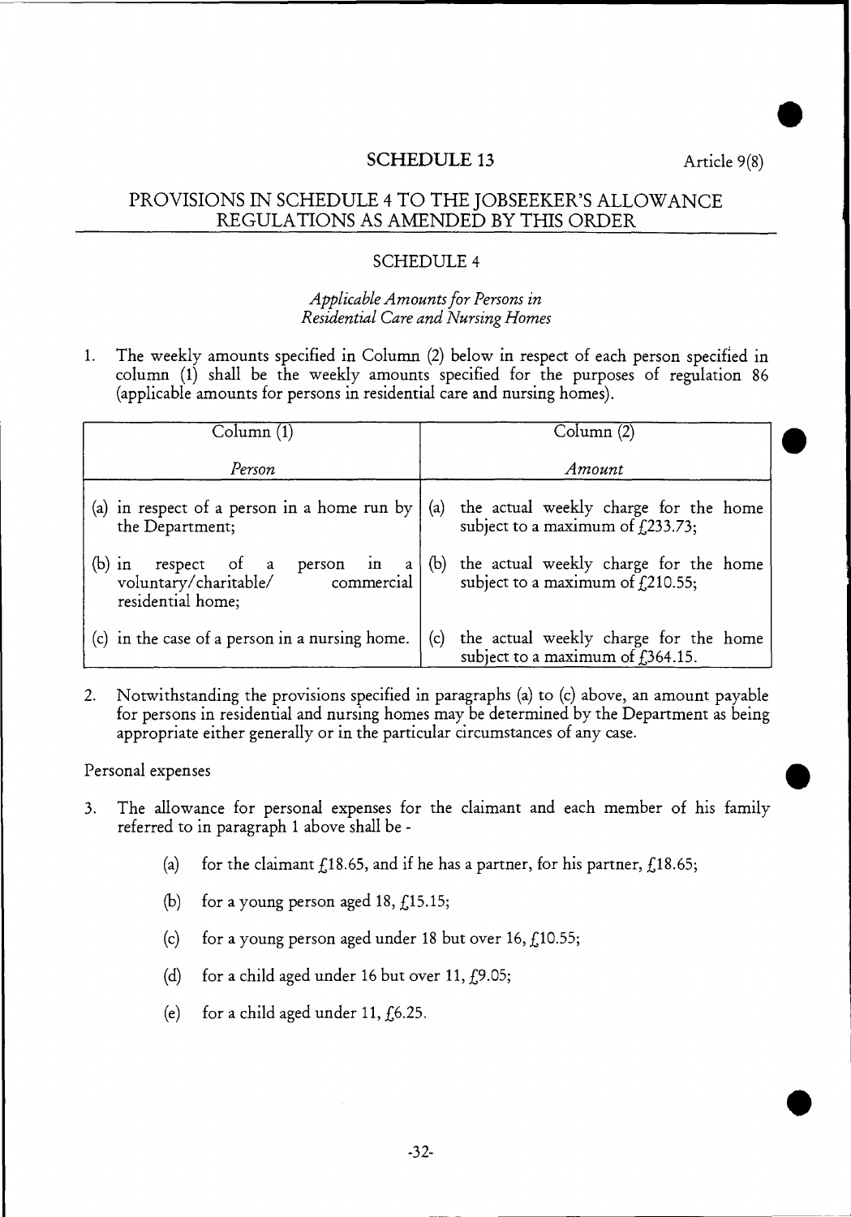## SCHEDULE 13

Article 9(8)

## PROVISIONS IN SCHEDULE 4 TO THE JOBSEEKER'S ALLOWANCE REGULATIONS AS AMENDED BY THIS ORDER

### SCHEDULE 4

*Applicable Amounts for Persons in Residential Care and Nursing Homes*

1. The weekly amounts specified in Column (2) below in respect of each person specified in column (1) shall be the weekly amounts specified for the purposes of regulation 86 (applicable amounts for persons in residential care and nursing homes).

| Column (1)<br><br>*Person* | Column (2)<br><br>*Amount* |
|---|---|
| (a) in respect of a person in a home run by the Department; | (a) the actual weekly charge for the home subject to a maximum of £233.73; |
| (b) in respect of a person in a voluntary/charitable/ commercial residential home; | (b) the actual weekly charge for the home subject to a maximum of £210.55; |
| (c) in the case of a person in a nursing home. | (c) the actual weekly charge for the home subject to a maximum of £364.15. |

2. Notwithstanding the provisions specified in paragraphs (a) to (c) above, an amount payable for persons in residential and nursing homes may be determined by the Department as being appropriate either generally or in the particular circumstances of any case.

Personal expenses

3. The allowance for personal expenses for the claimant and each member of his family referred to in paragraph 1 above shall be -

   (a) for the claimant £18.65, and if he has a partner, for his partner, £18.65;

   (b) for a young person aged 18, £15.15;

   (c) for a young person aged under 18 but over 16, £10.55;

   (d) for a child aged under 16 but over 11, £9.05;

   (e) for a child aged under 11, £6.25.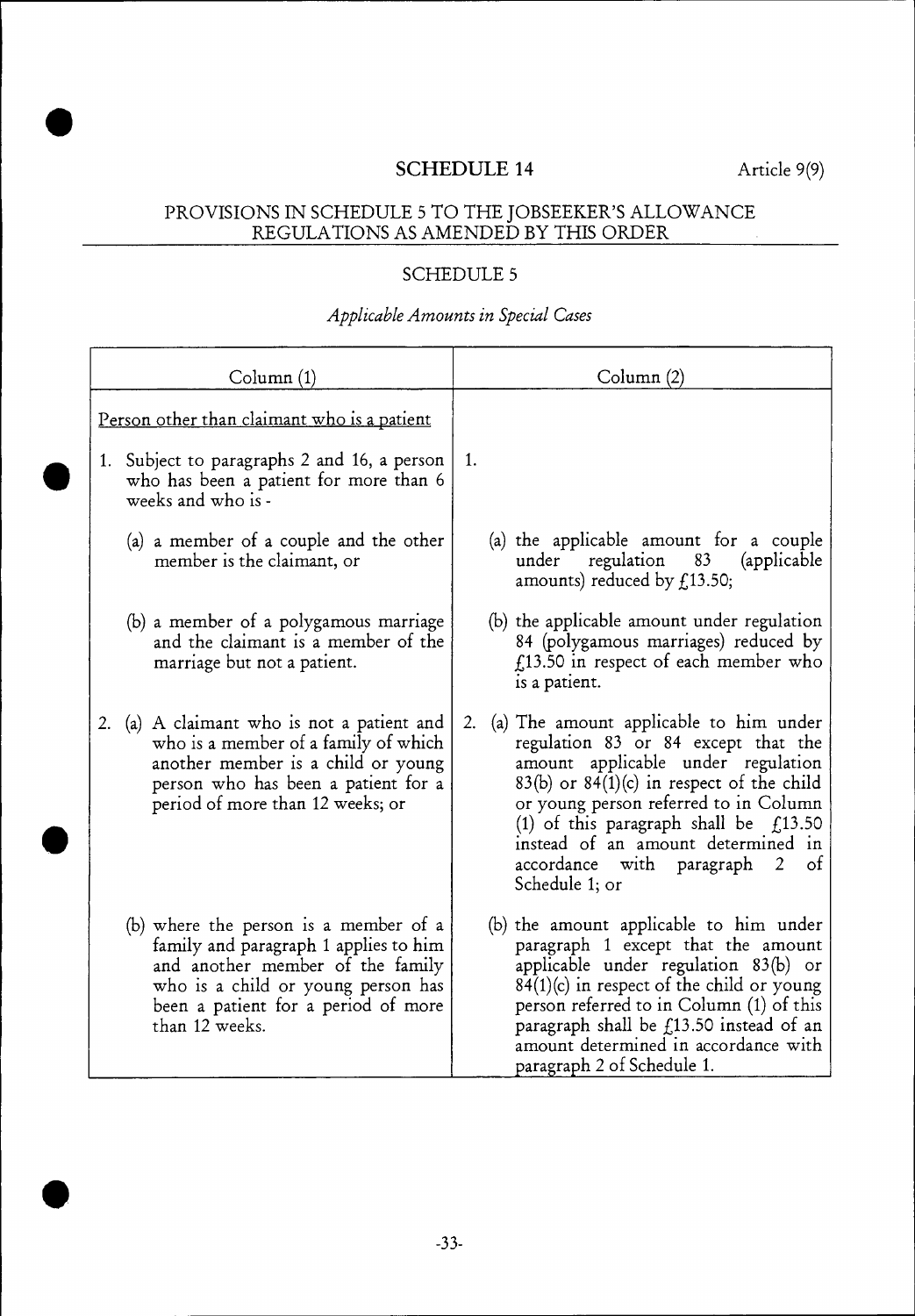## SCHEDULE 14

Article 9(9)

### PROVISIONS IN SCHEDULE 5 TO THE JOBSEEKER'S ALLOWANCE REGULATIONS AS AMENDED BY THIS ORDER

### SCHEDULE 5

*Applicable Amounts in Special Cases*

| Column (1) | Column (2) |
|---|---|
| Person other than claimant who is a patient | |
| 1. Subject to paragraphs 2 and 16, a person who has been a patient for more than 6 weeks and who is - | 1. |
| (a) a member of a couple and the other member is the claimant, or | (a) the applicable amount for a couple under regulation 83 (applicable amounts) reduced by £13.50; |
| (b) a member of a polygamous marriage and the claimant is a member of the marriage but not a patient. | (b) the applicable amount under regulation 84 (polygamous marriages) reduced by £13.50 in respect of each member who is a patient. |
| 2. (a) A claimant who is not a patient and who is a member of a family of which another member is a child or young person who has been a patient for a period of more than 12 weeks; or | 2. (a) The amount applicable to him under regulation 83 or 84 except that the amount applicable under regulation 83(b) or 84(1)(c) in respect of the child or young person referred to in Column (1) of this paragraph shall be £13.50 instead of an amount determined in accordance with paragraph 2 of Schedule 1; or |
| (b) where the person is a member of a family and paragraph 1 applies to him and another member of the family who is a child or young person has been a patient for a period of more than 12 weeks. | (b) the amount applicable to him under paragraph 1 except that the amount applicable under regulation 83(b) or 84(1)(c) in respect of the child or young person referred to in Column (1) of this paragraph shall be £13.50 instead of an amount determined in accordance with paragraph 2 of Schedule 1. |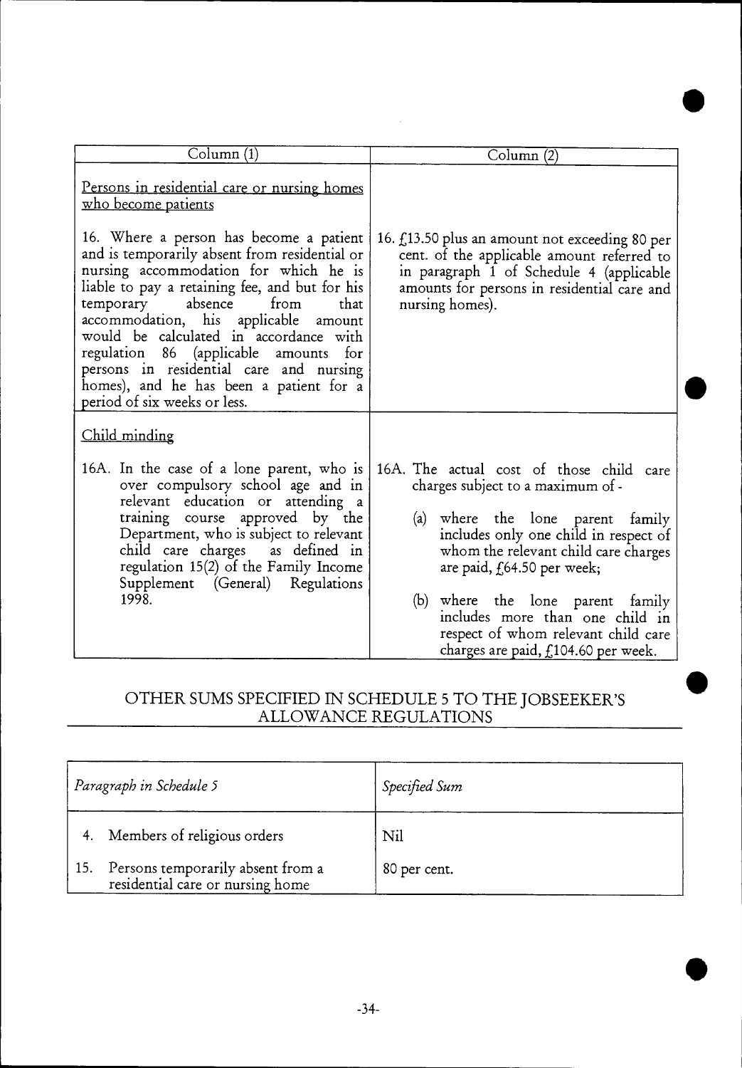| Column (1) | Column (2) |
|---|---|
| Persons in residential care or nursing homes who become patients | |
| 16. Where a person has become a patient and is temporarily absent from residential or nursing accommodation for which he is liable to pay a retaining fee, and but for his temporary absence from that accommodation, his applicable amount would be calculated in accordance with regulation 86 (applicable amounts for persons in residential care and nursing homes), and he has been a patient for a period of six weeks or less. | 16. £13.50 plus an amount not exceeding 80 per cent. of the applicable amount referred to in paragraph 1 of Schedule 4 (applicable amounts for persons in residential care and nursing homes). |
| Child minding | |
| 16A. In the case of a lone parent, who is over compulsory school age and in relevant education or attending a training course approved by the Department, who is subject to relevant child care charges as defined in regulation 15(2) of the Family Income Supplement (General) Regulations 1998. | 16A. The actual cost of those child care charges subject to a maximum of - (a) where the lone parent family includes only one child in respect of whom the relevant child care charges are paid, £64.50 per week; (b) where the lone parent family includes more than one child in respect of whom relevant child care charges are paid, £104.60 per week. |

## OTHER SUMS SPECIFIED IN SCHEDULE 5 TO THE JOBSEEKER'S ALLOWANCE REGULATIONS

| *Paragraph in Schedule 5* | *Specified Sum* |
|---|---|
| 4. Members of religious orders | Nil |
| 15. Persons temporarily absent from a residential care or nursing home | 80 per cent. |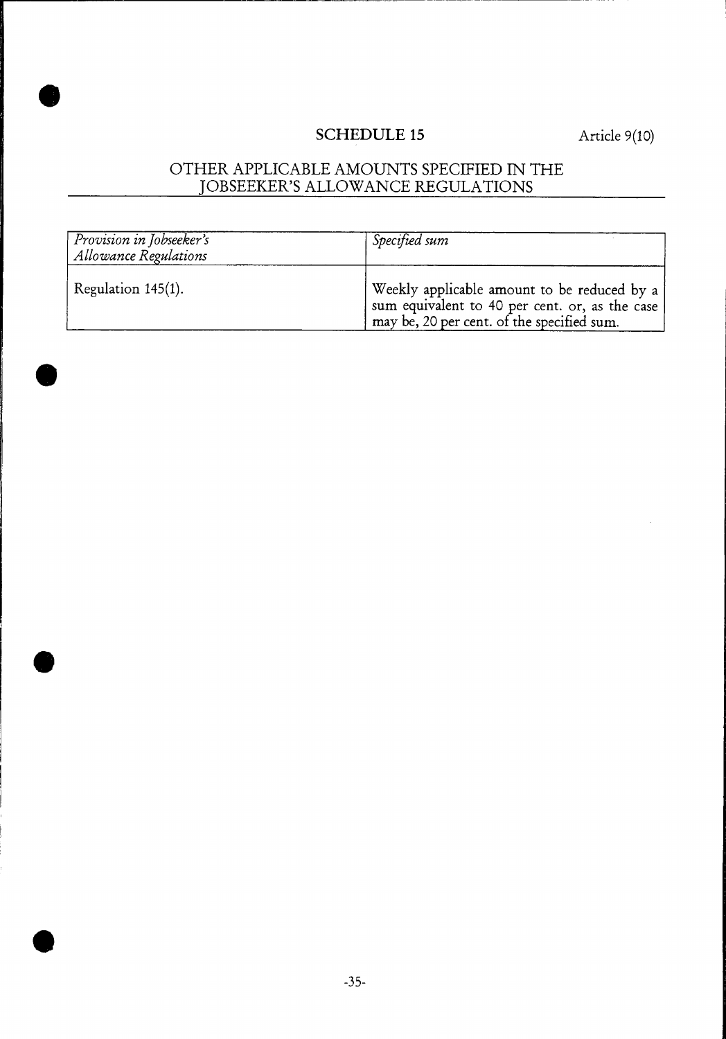## SCHEDULE 15

Article 9(10)

### OTHER APPLICABLE AMOUNTS SPECIFIED IN THE JOBSEEKER'S ALLOWANCE REGULATIONS

| *Provision in Jobseeker's Allowance Regulations* | *Specified sum* |
|---|---|
| Regulation 145(1). | Weekly applicable amount to be reduced by a sum equivalent to 40 per cent. or, as the case may be, 20 per cent. of the specified sum. |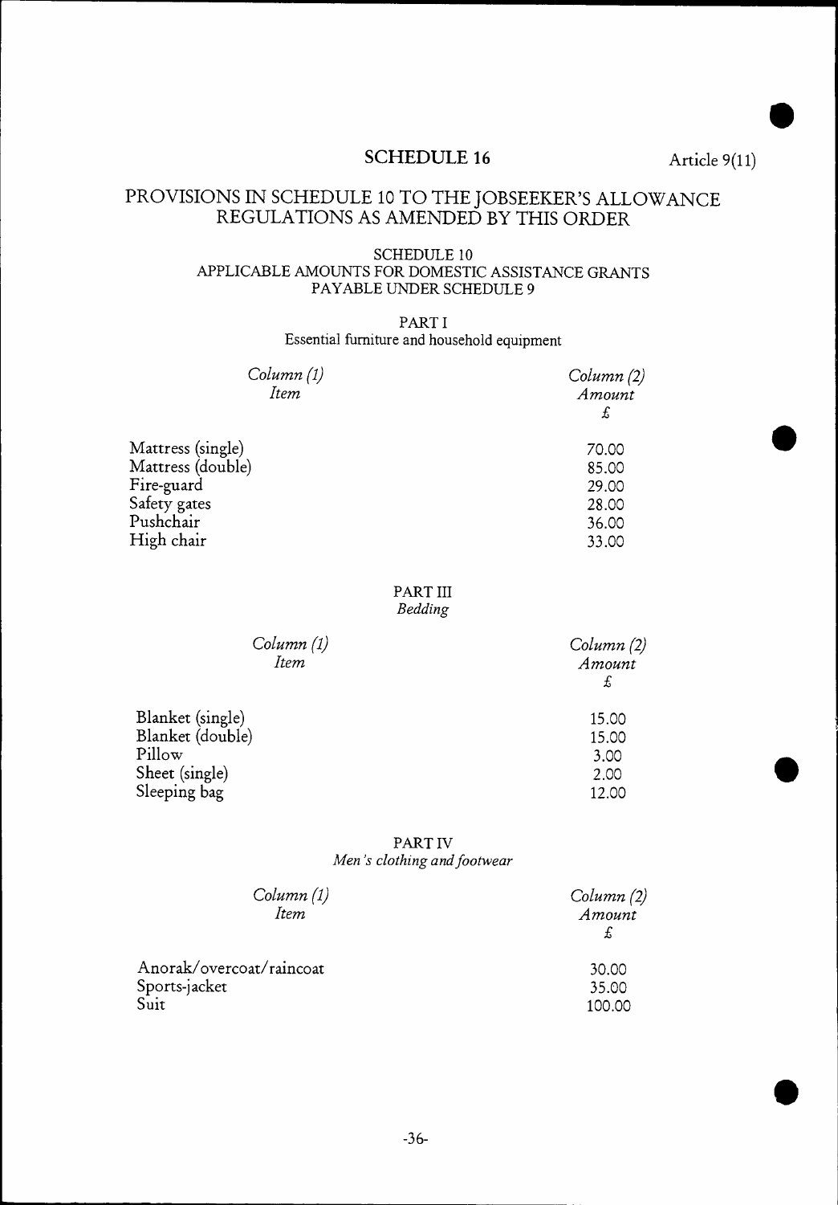## SCHEDULE 16

Article 9(11)

## PROVISIONS IN SCHEDULE 10 TO THE JOBSEEKER'S ALLOWANCE REGULATIONS AS AMENDED BY THIS ORDER

### SCHEDULE 10
### APPLICABLE AMOUNTS FOR DOMESTIC ASSISTANCE GRANTS PAYABLE UNDER SCHEDULE 9

#### PART I
Essential furniture and household equipment

| *Column (1)* *Item* | *Column (2)* *Amount* £ |
|---|---|
| Mattress (single) | 70.00 |
| Mattress (double) | 85.00 |
| Fire-guard | 29.00 |
| Safety gates | 28.00 |
| Pushchair | 36.00 |
| High chair | 33.00 |

#### PART III
*Bedding*

| *Column (1)* *Item* | *Column (2)* *Amount* £ |
|---|---|
| Blanket (single) | 15.00 |
| Blanket (double) | 15.00 |
| Pillow | 3.00 |
| Sheet (single) | 2.00 |
| Sleeping bag | 12.00 |

#### PART IV
*Men's clothing and footwear*

| *Column (1)* *Item* | *Column (2)* *Amount* £ |
|---|---|
| Anorak/overcoat/raincoat | 30.00 |
| Sports-jacket | 35.00 |
| Suit | 100.00 |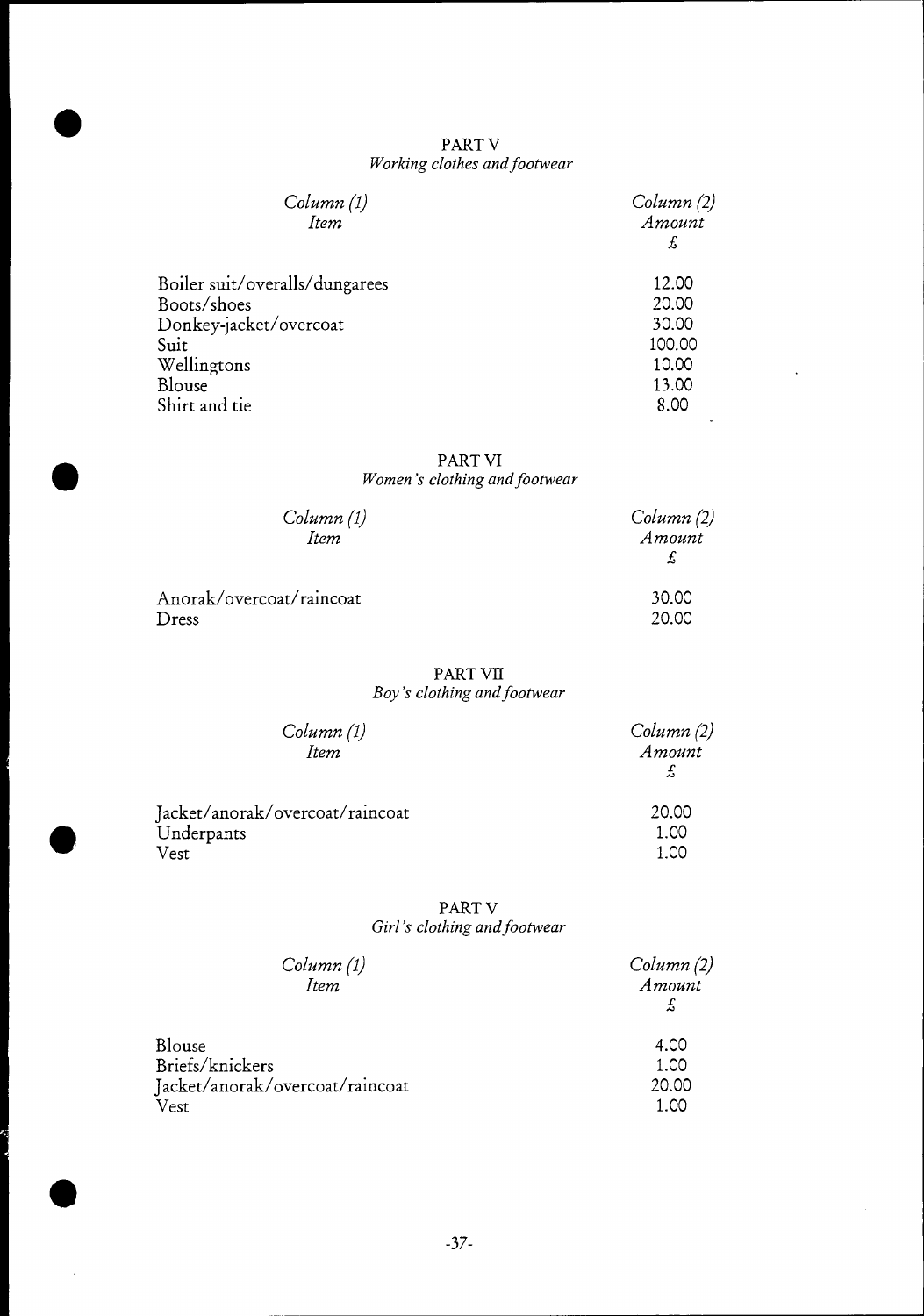PART V

*Working clothes and footwear*

| *Column (1)* <br> *Item* | *Column (2)* <br> *Amount* <br> £ |
|---|---|
| Boiler suit/overalls/dungarees | 12.00 |
| Boots/shoes | 20.00 |
| Donkey-jacket/overcoat | 30.00 |
| Suit | 100.00 |
| Wellingtons | 10.00 |
| Blouse | 13.00 |
| Shirt and tie | 8.00 |

PART VI

*Women's clothing and footwear*

| *Column (1)* <br> *Item* | *Column (2)* <br> *Amount* <br> £ |
|---|---|
| Anorak/overcoat/raincoat | 30.00 |
| Dress | 20.00 |

PART VII

*Boy's clothing and footwear*

| *Column (1)* <br> *Item* | *Column (2)* <br> *Amount* <br> £ |
|---|---|
| Jacket/anorak/overcoat/raincoat | 20.00 |
| Underpants | 1.00 |
| Vest | 1.00 |

PART V

*Girl's clothing and footwear*

| *Column (1)* <br> *Item* | *Column (2)* <br> *Amount* <br> £ |
|---|---|
| Blouse | 4.00 |
| Briefs/knickers | 1.00 |
| Jacket/anorak/overcoat/raincoat | 20.00 |
| Vest | 1.00 |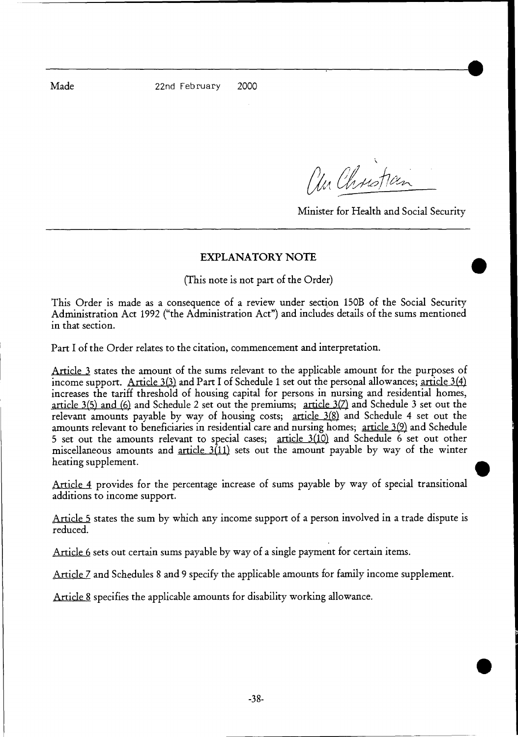Made 22nd February 2000

Minister for Health and Social Security

## EXPLANATORY NOTE

(This note is not part of the Order)

This Order is made as a consequence of a review under section 150B of the Social Security Administration Act 1992 ("the Administration Act") and includes details of the sums mentioned in that section.

Part I of the Order relates to the citation, commencement and interpretation.

Article 3 states the amount of the sums relevant to the applicable amount for the purposes of income support. Article 3(3) and Part I of Schedule 1 set out the personal allowances; article 3(4) increases the tariff threshold of housing capital for persons in nursing and residential homes, article 3(5) and (6) and Schedule 2 set out the premiums; article 3(7) and Schedule 3 set out the relevant amounts payable by way of housing costs; article 3(8) and Schedule 4 set out the amounts relevant to beneficiaries in residential care and nursing homes; article 3(9) and Schedule 5 set out the amounts relevant to special cases; article 3(10) and Schedule 6 set out other miscellaneous amounts and article 3(11) sets out the amount payable by way of the winter heating supplement.

Article 4 provides for the percentage increase of sums payable by way of special transitional additions to income support.

Article 5 states the sum by which any income support of a person involved in a trade dispute is reduced.

Article 6 sets out certain sums payable by way of a single payment for certain items.

Article 7 and Schedules 8 and 9 specify the applicable amounts for family income supplement.

Article 8 specifies the applicable amounts for disability working allowance.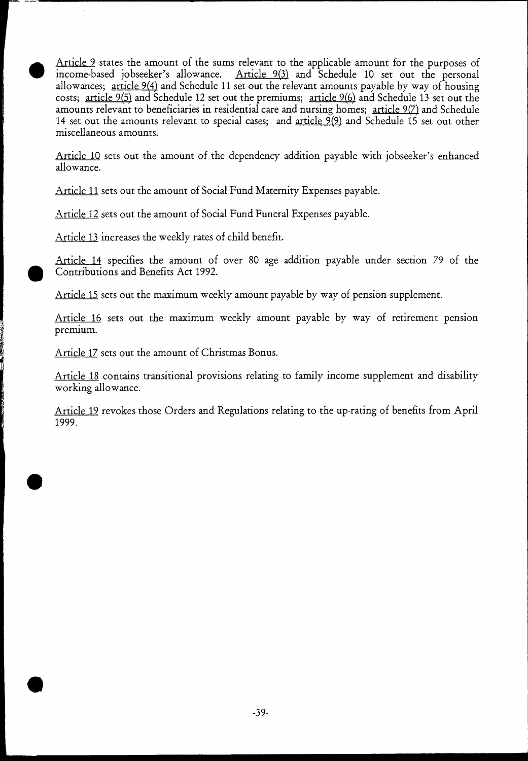Article 9 states the amount of the sums relevant to the applicable amount for the purposes of income-based jobseeker's allowance. Article 9(3) and Schedule 10 set out the personal allowances; article 9(4) and Schedule 11 set out the relevant amounts payable by way of housing costs; article 9(5) and Schedule 12 set out the premiums; article 9(6) and Schedule 13 set out the amounts relevant to beneficiaries in residential care and nursing homes; article 9(7) and Schedule 14 set out the amounts relevant to special cases; and article 9(9) and Schedule 15 set out other miscellaneous amounts.

Article 10 sets out the amount of the dependency addition payable with jobseeker's enhanced allowance.

Article 11 sets out the amount of Social Fund Maternity Expenses payable.

Article 12 sets out the amount of Social Fund Funeral Expenses payable.

Article 13 increases the weekly rates of child benefit.

Article 14 specifies the amount of over 80 age addition payable under section 79 of the Contributions and Benefits Act 1992.

Article 15 sets out the maximum weekly amount payable by way of pension supplement.

Article 16 sets out the maximum weekly amount payable by way of retirement pension premium.

Article 17 sets out the amount of Christmas Bonus.

Article 18 contains transitional provisions relating to family income supplement and disability working allowance.

Article 19 revokes those Orders and Regulations relating to the up-rating of benefits from April 1999.